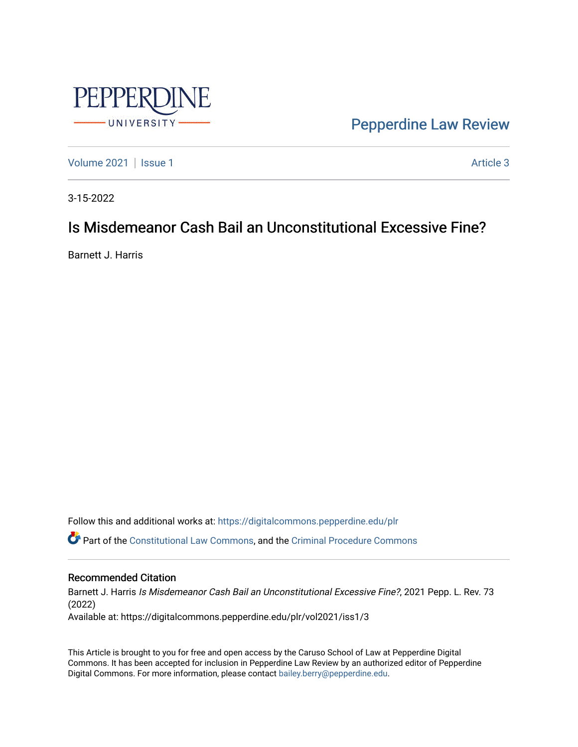Pepperdine Law Review

Volume 2021 | Issue 1 Article 3

3-15-2022

# Is Misdemeanor Cash Bail an Unconstitutional Excessive Fine?

Barnett J. Harris

Follow this and additional works at: https://digitalcommons.pepperdine.edu/plr

Part of the Constitutional Law Commons, and the Criminal Procedure Commons

## Recommended Citation

Barnett J. Harris *Is Misdemeanor Cash Bail an Unconstitutional Excessive Fine?*, 2021 Pepp. L. Rev. 73 (2022)
Available at: https://digitalcommons.pepperdine.edu/plr/vol2021/iss1/3

This Article is brought to you for free and open access by the Caruso School of Law at Pepperdine Digital Commons. It has been accepted for inclusion in Pepperdine Law Review by an authorized editor of Pepperdine Digital Commons. For more information, please contact bailey.berry@pepperdine.edu.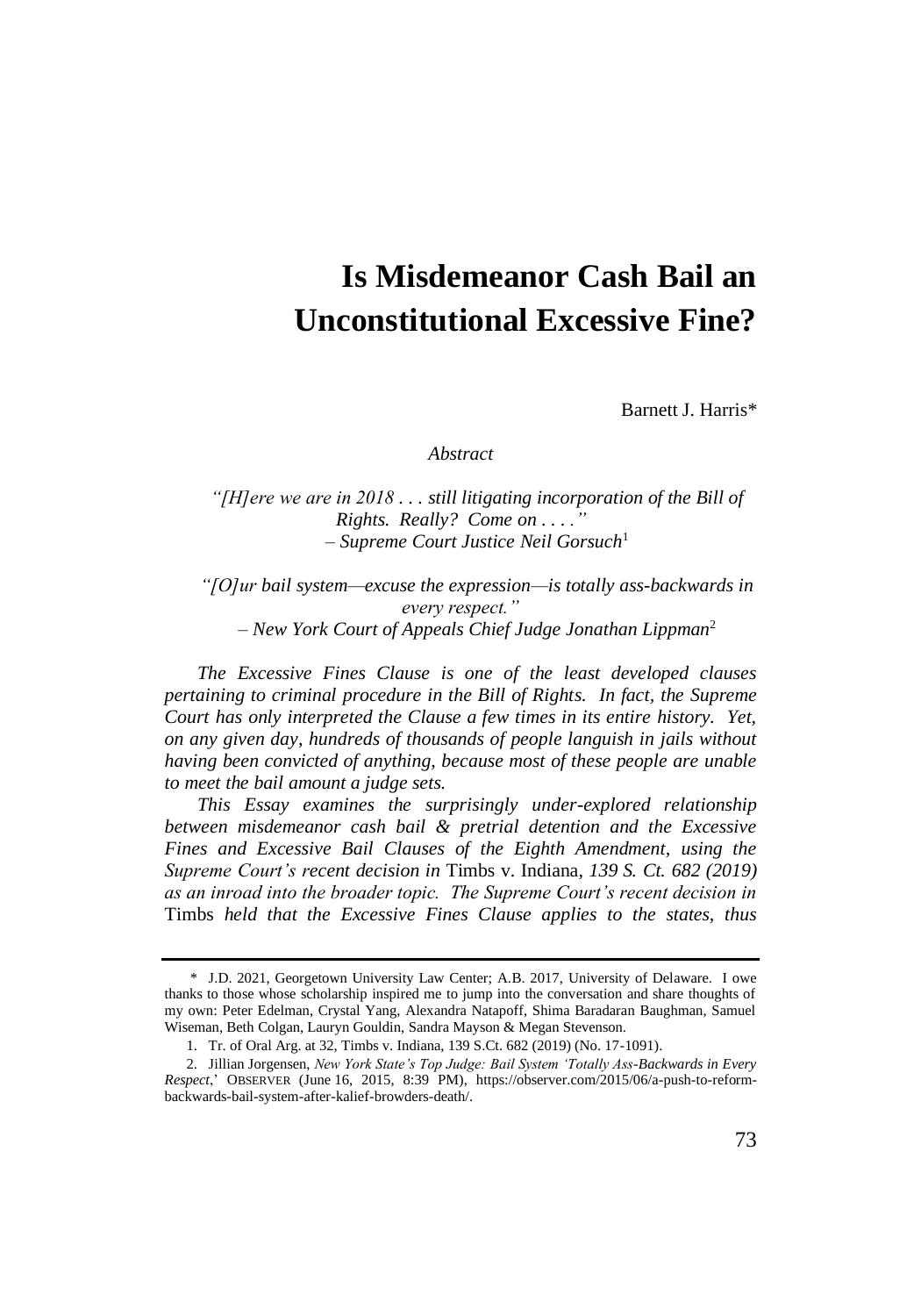# Is Misdemeanor Cash Bail an Unconstitutional Excessive Fine?

Barnett J. Harris*

*Abstract*

*"[H]ere we are in 2018 . . . still litigating incorporation of the Bill of Rights. Really? Come on . . . ."*
*– Supreme Court Justice Neil Gorsuch*[1]

*"[O]ur bail system—excuse the expression—is totally ass-backwards in every respect."*
*– New York Court of Appeals Chief Judge Jonathan Lippman*[2]

*The Excessive Fines Clause is one of the least developed clauses pertaining to criminal procedure in the Bill of Rights. In fact, the Supreme Court has only interpreted the Clause a few times in its entire history. Yet, on any given day, hundreds of thousands of people languish in jails without having been convicted of anything, because most of these people are unable to meet the bail amount a judge sets.*

*This Essay examines the surprisingly under-explored relationship between misdemeanor cash bail & pretrial detention and the Excessive Fines and Excessive Bail Clauses of the Eighth Amendment, using the Supreme Court's recent decision in* Timbs v. Indiana, *139 S. Ct. 682 (2019) as an inroad into the broader topic. The Supreme Court's recent decision in* Timbs *held that the Excessive Fines Clause applies to the states, thus*

---

\* J.D. 2021, Georgetown University Law Center; A.B. 2017, University of Delaware. I owe thanks to those whose scholarship inspired me to jump into the conversation and share thoughts of my own: Peter Edelman, Crystal Yang, Alexandra Natapoff, Shima Baradaran Baughman, Samuel Wiseman, Beth Colgan, Lauryn Gouldin, Sandra Mayson & Megan Stevenson.

1. Tr. of Oral Arg. at 32, Timbs v. Indiana, 139 S.Ct. 682 (2019) (No. 17-1091).

2. Jillian Jorgensen, *New York State's Top Judge: Bail System 'Totally Ass-Backwards in Every Respect*,' OBSERVER (June 16, 2015, 8:39 PM), https://observer.com/2015/06/a-push-to-reform-backwards-bail-system-after-kalief-browders-death/.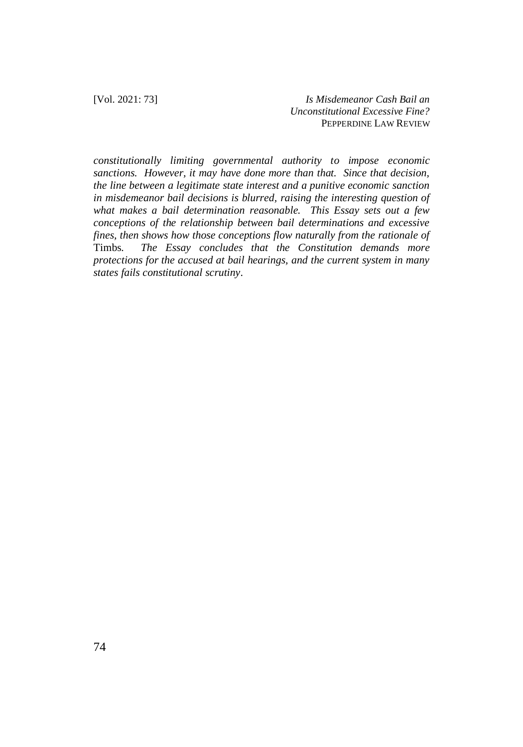*constitutionally limiting governmental authority to impose economic sanctions. However, it may have done more than that. Since that decision, the line between a legitimate state interest and a punitive economic sanction in misdemeanor bail decisions is blurred, raising the interesting question of what makes a bail determination reasonable. This Essay sets out a few conceptions of the relationship between bail determinations and excessive fines, then shows how those conceptions flow naturally from the rationale of* Timbs. *The Essay concludes that the Constitution demands more protections for the accused at bail hearings, and the current system in many states fails constitutional scrutiny*.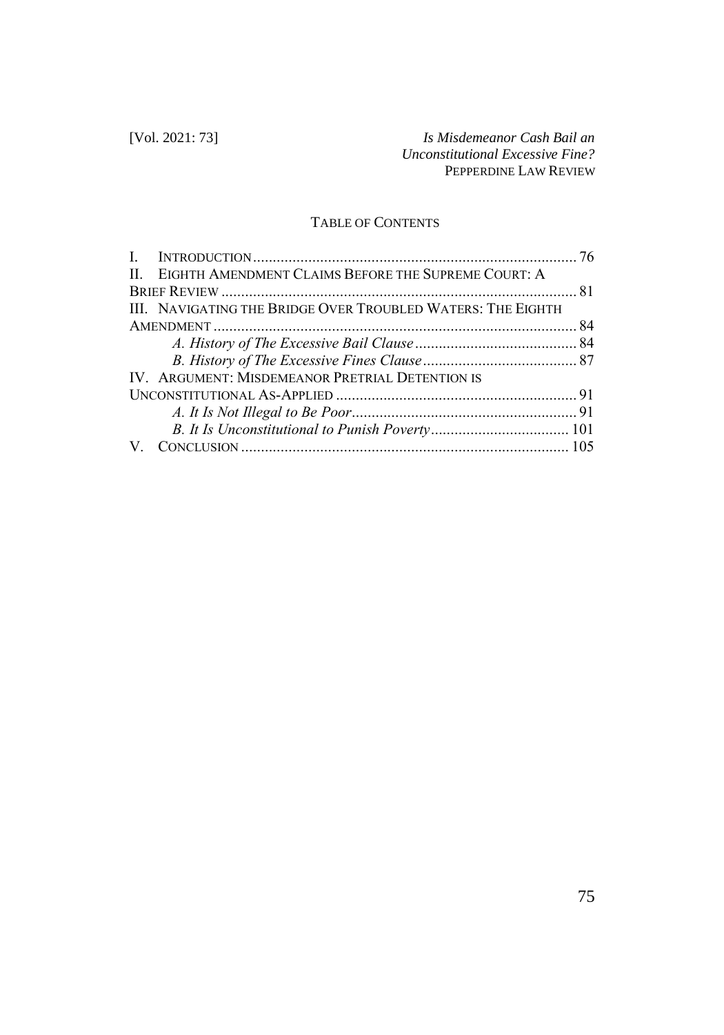## TABLE OF CONTENTS

I. INTRODUCTION .................................................................................. 76
II. EIGHTH AMENDMENT CLAIMS BEFORE THE SUPREME COURT: A BRIEF REVIEW .......................................................................................... 81
III. NAVIGATING THE BRIDGE OVER TROUBLED WATERS: THE EIGHTH AMENDMENT ............................................................................................ 84
  *A. History of The Excessive Bail Clause* ......................................... 84
  *B. History of The Excessive Fines Clause* ....................................... 87
IV. ARGUMENT: MISDEMEANOR PRETRIAL DETENTION IS UNCONSTITUTIONAL AS-APPLIED ............................................................. 91
  *A. It Is Not Illegal to Be Poor* ......................................................... 91
  *B. It Is Unconstitutional to Punish Poverty* ................................... 101
V. CONCLUSION .................................................................................. 105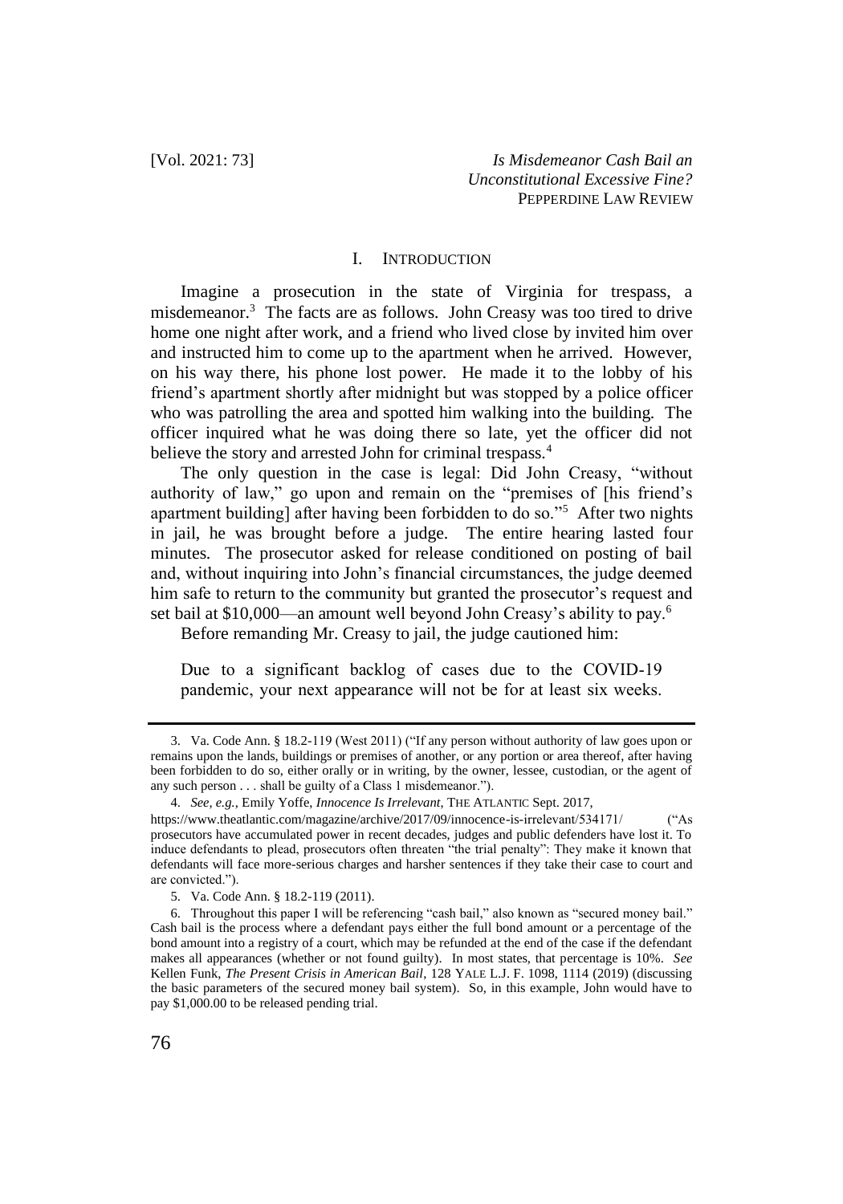## I. INTRODUCTION

Imagine a prosecution in the state of Virginia for trespass, a misdemeanor.[3] The facts are as follows. John Creasy was too tired to drive home one night after work, and a friend who lived close by invited him over and instructed him to come up to the apartment when he arrived. However, on his way there, his phone lost power. He made it to the lobby of his friend's apartment shortly after midnight but was stopped by a police officer who was patrolling the area and spotted him walking into the building. The officer inquired what he was doing there so late, yet the officer did not believe the story and arrested John for criminal trespass.[4]

The only question in the case is legal: Did John Creasy, "without authority of law," go upon and remain on the "premises of [his friend's apartment building] after having been forbidden to do so."[5] After two nights in jail, he was brought before a judge. The entire hearing lasted four minutes. The prosecutor asked for release conditioned on posting of bail and, without inquiring into John's financial circumstances, the judge deemed him safe to return to the community but granted the prosecutor's request and set bail at $10,000—an amount well beyond John Creasy's ability to pay.[6]

Before remanding Mr. Creasy to jail, the judge cautioned him:

> Due to a significant backlog of cases due to the COVID-19 pandemic, your next appearance will not be for at least six weeks.

---

3. Va. Code Ann. § 18.2-119 (West 2011) ("If any person without authority of law goes upon or remains upon the lands, buildings or premises of another, or any portion or area thereof, after having been forbidden to do so, either orally or in writing, by the owner, lessee, custodian, or the agent of any such person . . . shall be guilty of a Class 1 misdemeanor.").

4. *See, e.g.*, Emily Yoffe, *Innocence Is Irrelevant*, THE ATLANTIC Sept. 2017, https://www.theatlantic.com/magazine/archive/2017/09/innocence-is-irrelevant/534171/ ("As prosecutors have accumulated power in recent decades, judges and public defenders have lost it. To induce defendants to plead, prosecutors often threaten "the trial penalty": They make it known that defendants will face more-serious charges and harsher sentences if they take their case to court and are convicted.").

5. Va. Code Ann. § 18.2-119 (2011).

6. Throughout this paper I will be referencing "cash bail," also known as "secured money bail." Cash bail is the process where a defendant pays either the full bond amount or a percentage of the bond amount into a registry of a court, which may be refunded at the end of the case if the defendant makes all appearances (whether or not found guilty). In most states, that percentage is 10%. *See* Kellen Funk, *The Present Crisis in American Bail*, 128 YALE L.J. F. 1098, 1114 (2019) (discussing the basic parameters of the secured money bail system). So, in this example, John would have to pay $1,000.00 to be released pending trial.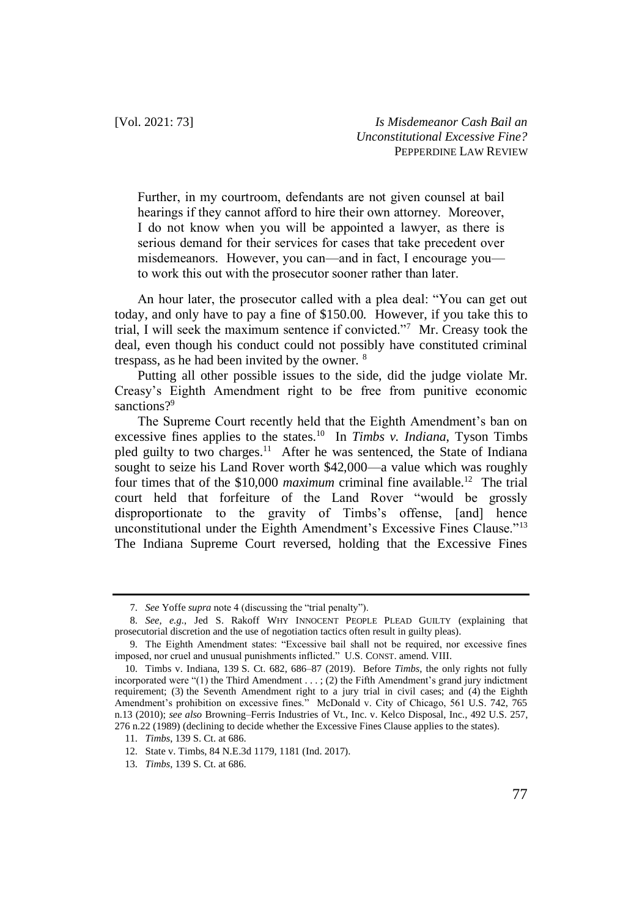> Further, in my courtroom, defendants are not given counsel at bail hearings if they cannot afford to hire their own attorney. Moreover, I do not know when you will be appointed a lawyer, as there is serious demand for their services for cases that take precedent over misdemeanors. However, you can—and in fact, I encourage you—to work this out with the prosecutor sooner rather than later.

An hour later, the prosecutor called with a plea deal: "You can get out today, and only have to pay a fine of $150.00. However, if you take this to trial, I will seek the maximum sentence if convicted."[7] Mr. Creasy took the deal, even though his conduct could not possibly have constituted criminal trespass, as he had been invited by the owner. [8]

Putting all other possible issues to the side, did the judge violate Mr. Creasy's Eighth Amendment right to be free from punitive economic sanctions?[9]

The Supreme Court recently held that the Eighth Amendment's ban on excessive fines applies to the states.[10] In *Timbs v. Indiana*, Tyson Timbs pled guilty to two charges.[11] After he was sentenced, the State of Indiana sought to seize his Land Rover worth $42,000—a value which was roughly four times that of the $10,000 *maximum* criminal fine available.[12] The trial court held that forfeiture of the Land Rover "would be grossly disproportionate to the gravity of Timbs's offense, [and] hence unconstitutional under the Eighth Amendment's Excessive Fines Clause."[13] The Indiana Supreme Court reversed, holding that the Excessive Fines

---

7. *See* Yoffe *supra* note 4 (discussing the "trial penalty").

8. *See, e.g.*, Jed S. Rakoff WHY INNOCENT PEOPLE PLEAD GUILTY (explaining that prosecutorial discretion and the use of negotiation tactics often result in guilty pleas).

9. The Eighth Amendment states: "Excessive bail shall not be required, nor excessive fines imposed, nor cruel and unusual punishments inflicted." U.S. CONST. amend. VIII.

10. Timbs v. Indiana, 139 S. Ct. 682, 686–87 (2019). Before *Timbs*, the only rights not fully incorporated were "(1) the Third Amendment . . . ; (2) the Fifth Amendment's grand jury indictment requirement; (3) the Seventh Amendment right to a jury trial in civil cases; and (4) the Eighth Amendment's prohibition on excessive fines." McDonald v. City of Chicago, 561 U.S. 742, 765 n.13 (2010); *see also* Browning–Ferris Industries of Vt., Inc. v. Kelco Disposal, Inc., 492 U.S. 257, 276 n.22 (1989) (declining to decide whether the Excessive Fines Clause applies to the states).

11. *Timbs*, 139 S. Ct. at 686.

12. State v. Timbs, 84 N.E.3d 1179, 1181 (Ind. 2017).

13. *Timbs*, 139 S. Ct. at 686.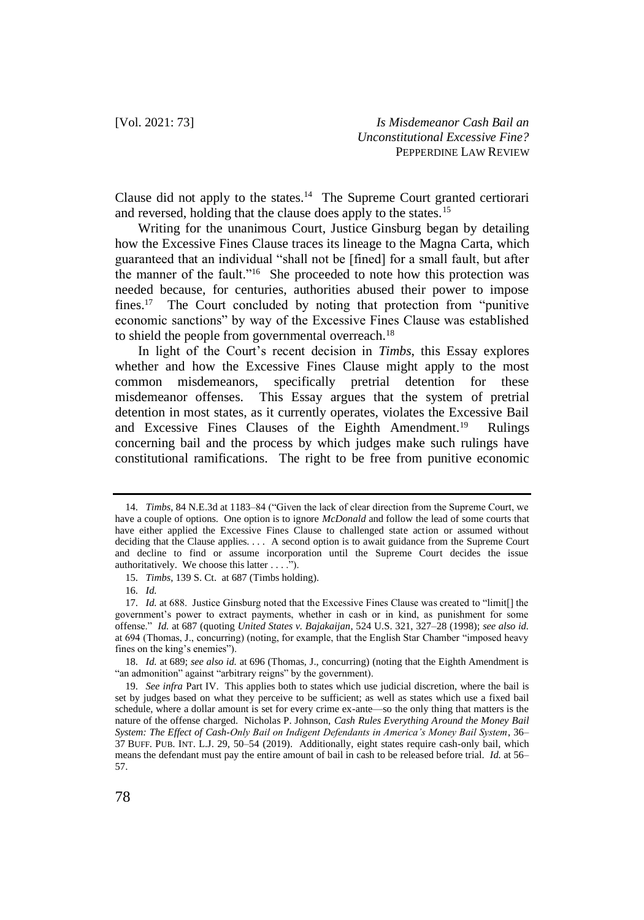Clause did not apply to the states.[14] The Supreme Court granted certiorari and reversed, holding that the clause does apply to the states.[15]

Writing for the unanimous Court, Justice Ginsburg began by detailing how the Excessive Fines Clause traces its lineage to the Magna Carta, which guaranteed that an individual "shall not be [fined] for a small fault, but after the manner of the fault."[16] She proceeded to note how this protection was needed because, for centuries, authorities abused their power to impose fines.[17] The Court concluded by noting that protection from "punitive economic sanctions" by way of the Excessive Fines Clause was established to shield the people from governmental overreach.[18]

In light of the Court's recent decision in *Timbs*, this Essay explores whether and how the Excessive Fines Clause might apply to the most common misdemeanors, specifically pretrial detention for these misdemeanor offenses. This Essay argues that the system of pretrial detention in most states, as it currently operates, violates the Excessive Bail and Excessive Fines Clauses of the Eighth Amendment.[19] Rulings concerning bail and the process by which judges make such rulings have constitutional ramifications. The right to be free from punitive economic

---

14. *Timbs*, 84 N.E.3d at 1183–84 ("Given the lack of clear direction from the Supreme Court, we have a couple of options. One option is to ignore *McDonald* and follow the lead of some courts that have either applied the Excessive Fines Clause to challenged state action or assumed without deciding that the Clause applies. . . . A second option is to await guidance from the Supreme Court and decline to find or assume incorporation until the Supreme Court decides the issue authoritatively. We choose this latter . . . .").

15. *Timbs*, 139 S. Ct. at 687 (Timbs holding).

16. *Id.*

17. *Id.* at 688. Justice Ginsburg noted that the Excessive Fines Clause was created to "limit[] the government's power to extract payments, whether in cash or in kind, as punishment for some offense." *Id.* at 687 (quoting *United States v. Bajakaijan*, 524 U.S. 321, 327–28 (1998); *see also id.* at 694 (Thomas, J., concurring) (noting, for example, that the English Star Chamber "imposed heavy fines on the king's enemies").

18. *Id.* at 689; *see also id.* at 696 (Thomas, J., concurring) (noting that the Eighth Amendment is "an admonition" against "arbitrary reigns" by the government).

19. *See infra* Part IV. This applies both to states which use judicial discretion, where the bail is set by judges based on what they perceive to be sufficient; as well as states which use a fixed bail schedule, where a dollar amount is set for every crime ex-ante—so the only thing that matters is the nature of the offense charged. Nicholas P. Johnson, *Cash Rules Everything Around the Money Bail System: The Effect of Cash-Only Bail on Indigent Defendants in America's Money Bail System*, 36–37 BUFF. PUB. INT. L.J. 29, 50–54 (2019). Additionally, eight states require cash-only bail, which means the defendant must pay the entire amount of bail in cash to be released before trial. *Id.* at 56–57.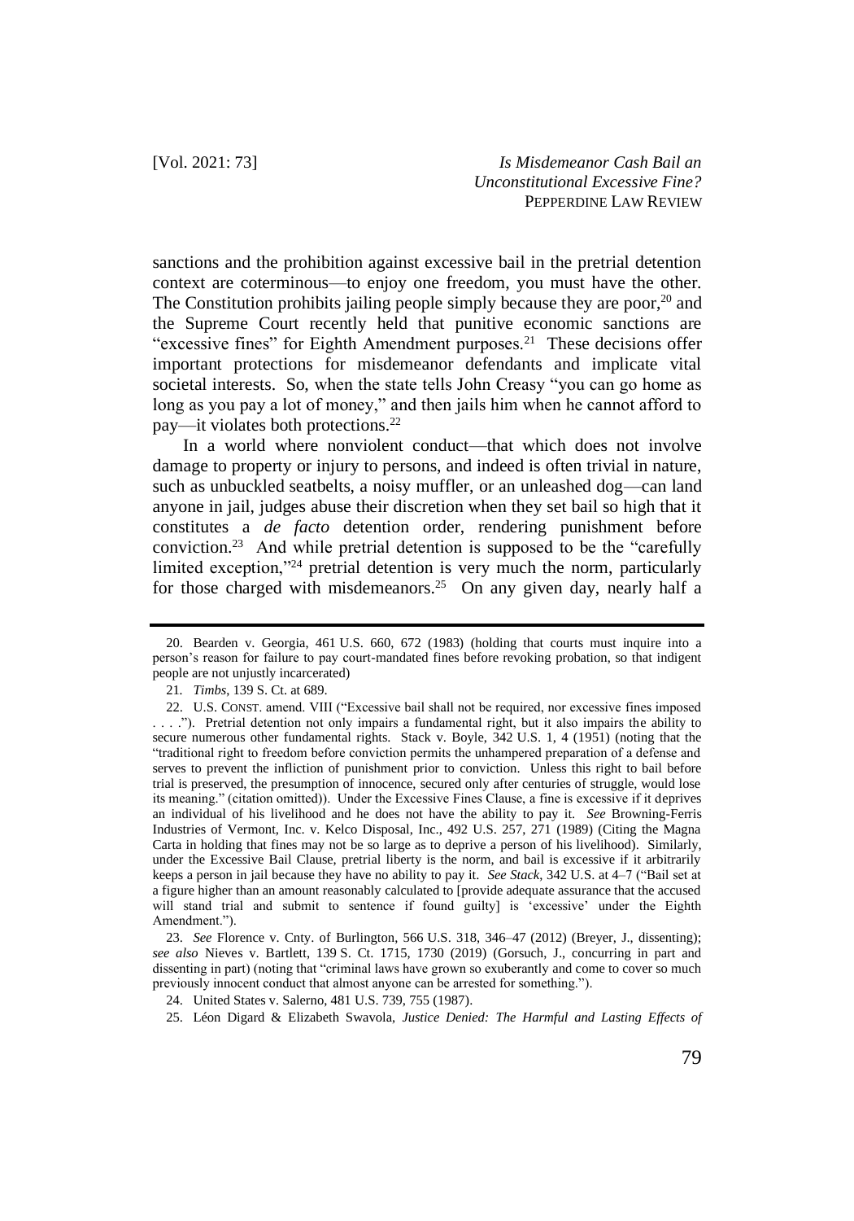sanctions and the prohibition against excessive bail in the pretrial detention context are coterminous—to enjoy one freedom, you must have the other. The Constitution prohibits jailing people simply because they are poor,[20] and the Supreme Court recently held that punitive economic sanctions are "excessive fines" for Eighth Amendment purposes.[21] These decisions offer important protections for misdemeanor defendants and implicate vital societal interests. So, when the state tells John Creasy "you can go home as long as you pay a lot of money," and then jails him when he cannot afford to pay—it violates both protections.[22]

In a world where nonviolent conduct—that which does not involve damage to property or injury to persons, and indeed is often trivial in nature, such as unbuckled seatbelts, a noisy muffler, or an unleashed dog—can land anyone in jail, judges abuse their discretion when they set bail so high that it constitutes a *de facto* detention order, rendering punishment before conviction.[23] And while pretrial detention is supposed to be the "carefully limited exception,"[24] pretrial detention is very much the norm, particularly for those charged with misdemeanors.[25] On any given day, nearly half a

---

20. Bearden v. Georgia, 461 U.S. 660, 672 (1983) (holding that courts must inquire into a person's reason for failure to pay court-mandated fines before revoking probation, so that indigent people are not unjustly incarcerated)

21. *Timbs*, 139 S. Ct. at 689.

22. U.S. CONST. amend. VIII ("Excessive bail shall not be required, nor excessive fines imposed . . . ."). Pretrial detention not only impairs a fundamental right, but it also impairs the ability to secure numerous other fundamental rights. Stack v. Boyle, 342 U.S. 1, 4 (1951) (noting that the "traditional right to freedom before conviction permits the unhampered preparation of a defense and serves to prevent the infliction of punishment prior to conviction. Unless this right to bail before trial is preserved, the presumption of innocence, secured only after centuries of struggle, would lose its meaning." (citation omitted)). Under the Excessive Fines Clause, a fine is excessive if it deprives an individual of his livelihood and he does not have the ability to pay it. *See* Browning-Ferris Industries of Vermont, Inc. v. Kelco Disposal, Inc., 492 U.S. 257, 271 (1989) (Citing the Magna Carta in holding that fines may not be so large as to deprive a person of his livelihood). Similarly, under the Excessive Bail Clause, pretrial liberty is the norm, and bail is excessive if it arbitrarily keeps a person in jail because they have no ability to pay it. *See Stack*, 342 U.S. at 4–7 ("Bail set at a figure higher than an amount reasonably calculated to [provide adequate assurance that the accused will stand trial and submit to sentence if found guilty] is 'excessive' under the Eighth Amendment.").

23. *See* Florence v. Cnty. of Burlington, 566 U.S. 318, 346–47 (2012) (Breyer, J., dissenting); *see also* Nieves v. Bartlett, 139 S. Ct. 1715, 1730 (2019) (Gorsuch, J., concurring in part and dissenting in part) (noting that "criminal laws have grown so exuberantly and come to cover so much previously innocent conduct that almost anyone can be arrested for something.").

24. United States v. Salerno, 481 U.S. 739, 755 (1987).

25. Léon Digard & Elizabeth Swavola, *Justice Denied: The Harmful and Lasting Effects of*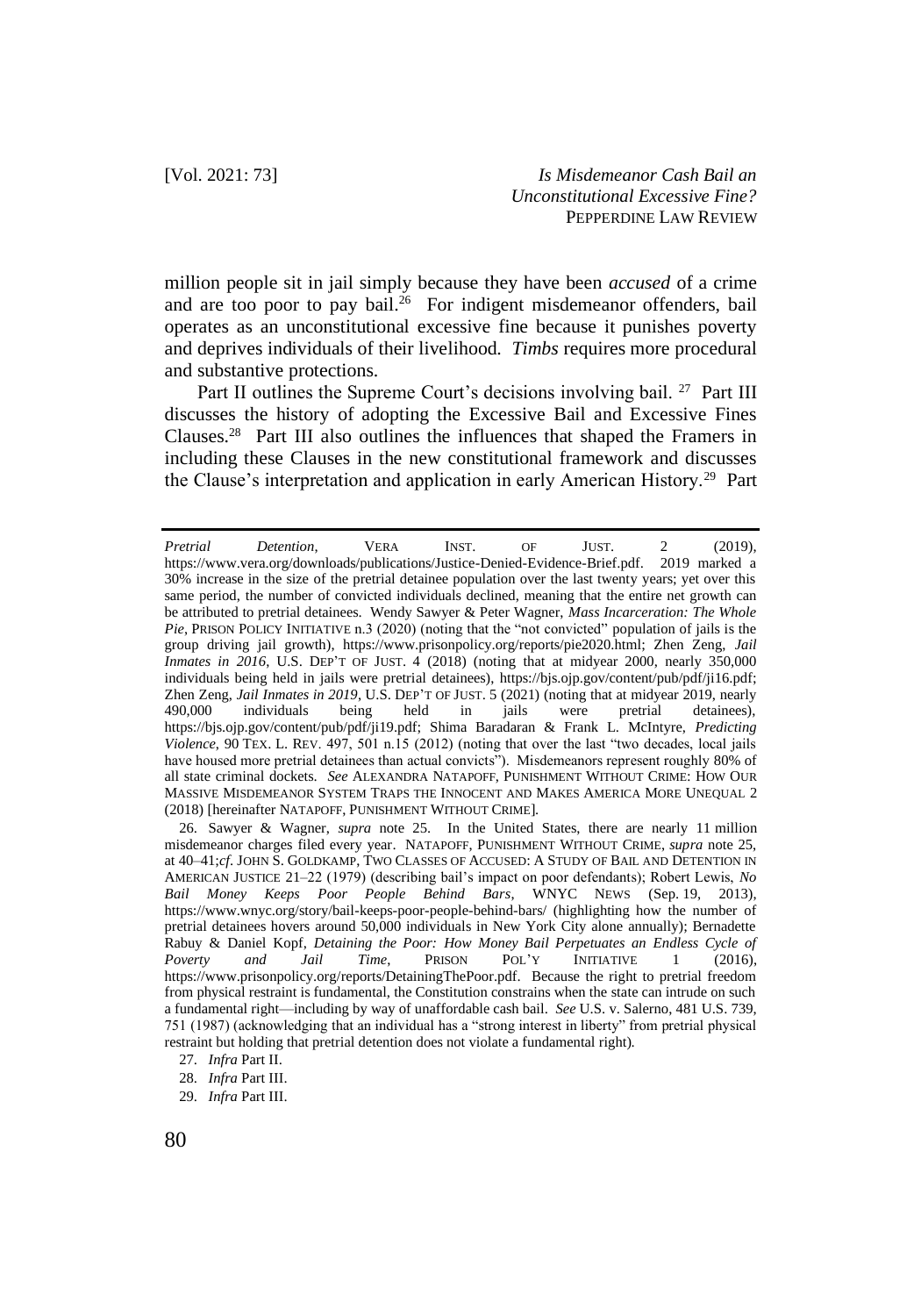million people sit in jail simply because they have been *accused* of a crime and are too poor to pay bail.[26] For indigent misdemeanor offenders, bail operates as an unconstitutional excessive fine because it punishes poverty and deprives individuals of their livelihood. *Timbs* requires more procedural and substantive protections.

Part II outlines the Supreme Court's decisions involving bail.[27] Part III discusses the history of adopting the Excessive Bail and Excessive Fines Clauses.[28] Part III also outlines the influences that shaped the Framers in including these Clauses in the new constitutional framework and discusses the Clause's interpretation and application in early American History.[29] Part

---

*Pretrial Detention*, VERA INST. OF JUST. 2 (2019), https://www.vera.org/downloads/publications/Justice-Denied-Evidence-Brief.pdf. 2019 marked a 30% increase in the size of the pretrial detainee population over the last twenty years; yet over this same period, the number of convicted individuals declined, meaning that the entire net growth can be attributed to pretrial detainees. Wendy Sawyer & Peter Wagner, *Mass Incarceration: The Whole Pie*, PRISON POLICY INITIATIVE n.3 (2020) (noting that the "not convicted" population of jails is the group driving jail growth), https://www.prisonpolicy.org/reports/pie2020.html; Zhen Zeng, *Jail Inmates in 2016*, U.S. DEP'T OF JUST. 4 (2018) (noting that at midyear 2000, nearly 350,000 individuals being held in jails were pretrial detainees), https://bjs.ojp.gov/content/pub/pdf/ji16.pdf; Zhen Zeng, *Jail Inmates in 2019*, U.S. DEP'T OF JUST. 5 (2021) (noting that at midyear 2019, nearly 490,000 individuals being held in jails were pretrial detainees), https://bjs.ojp.gov/content/pub/pdf/ji19.pdf; Shima Baradaran & Frank L. McIntyre, *Predicting Violence*, 90 TEX. L. REV. 497, 501 n.15 (2012) (noting that over the last "two decades, local jails have housed more pretrial detainees than actual convicts"). Misdemeanors represent roughly 80% of all state criminal dockets. *See* ALEXANDRA NATAPOFF, PUNISHMENT WITHOUT CRIME: HOW OUR MASSIVE MISDEMEANOR SYSTEM TRAPS THE INNOCENT AND MAKES AMERICA MORE UNEQUAL 2 (2018) [hereinafter NATAPOFF, PUNISHMENT WITHOUT CRIME].

26. Sawyer & Wagner, *supra* note 25. In the United States, there are nearly 11 million misdemeanor charges filed every year. NATAPOFF, PUNISHMENT WITHOUT CRIME, *supra* note 25, at 40–41;*cf*. JOHN S. GOLDKAMP, TWO CLASSES OF ACCUSED: A STUDY OF BAIL AND DETENTION IN AMERICAN JUSTICE 21–22 (1979) (describing bail's impact on poor defendants); Robert Lewis, *No Bail Money Keeps Poor People Behind Bars*, WNYC NEWS (Sep. 19, 2013), https://www.wnyc.org/story/bail-keeps-poor-people-behind-bars/ (highlighting how the number of pretrial detainees hovers around 50,000 individuals in New York City alone annually); Bernadette Rabuy & Daniel Kopf, *Detaining the Poor: How Money Bail Perpetuates an Endless Cycle of Poverty and Jail Time*, PRISON POL'Y INITIATIVE 1 (2016), https://www.prisonpolicy.org/reports/DetainingThePoor.pdf. Because the right to pretrial freedom from physical restraint is fundamental, the Constitution constrains when the state can intrude on such a fundamental right—including by way of unaffordable cash bail. *See* U.S. v. Salerno, 481 U.S. 739, 751 (1987) (acknowledging that an individual has a "strong interest in liberty" from pretrial physical restraint but holding that pretrial detention does not violate a fundamental right).

27. *Infra* Part II.

28. *Infra* Part III.

29. *Infra* Part III.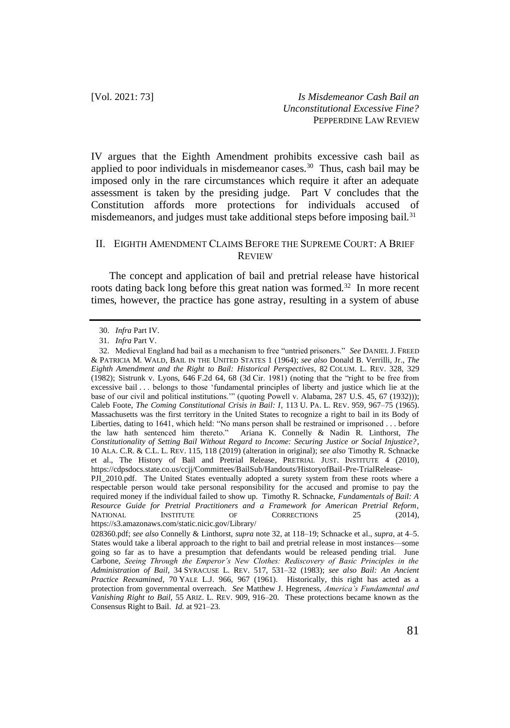IV argues that the Eighth Amendment prohibits excessive cash bail as applied to poor individuals in misdemeanor cases.[30] Thus, cash bail may be imposed only in the rare circumstances which require it after an adequate assessment is taken by the presiding judge. Part V concludes that the Constitution affords more protections for individuals accused of misdemeanors, and judges must take additional steps before imposing bail.[31]

## II. EIGHTH AMENDMENT CLAIMS BEFORE THE SUPREME COURT: A BRIEF REVIEW

The concept and application of bail and pretrial release have historical roots dating back long before this great nation was formed.[32] In more recent times, however, the practice has gone astray, resulting in a system of abuse

---

30. *Infra* Part IV.

31. *Infra* Part V.

32. Medieval England had bail as a mechanism to free "untried prisoners." *See* DANIEL J. FREED & PATRICIA M. WALD, BAIL IN THE UNITED STATES 1 (1964); *see also* Donald B. Verrilli, Jr., *The Eighth Amendment and the Right to Bail: Historical Perspectives*, 82 COLUM. L. REV. 328, 329 (1982); Sistrunk v. Lyons, 646 F.2d 64, 68 (3d Cir. 1981) (noting that the "right to be free from excessive bail . . . belongs to those 'fundamental principles of liberty and justice which lie at the base of our civil and political institutions.'" (quoting Powell v. Alabama, 287 U.S. 45, 67 (1932))); Caleb Foote, *The Coming Constitutional Crisis in Bail: I*, 113 U. PA. L. REV. 959, 967–75 (1965). Massachusetts was the first territory in the United States to recognize a right to bail in its Body of Liberties, dating to 1641, which held: "No mans person shall be restrained or imprisoned . . . before the law hath sentenced him thereto." Ariana K. Connelly & Nadin R. Linthorst, *The Constitutionality of Setting Bail Without Regard to Income: Securing Justice or Social Injustice?*, 10 ALA. C.R. & C.L. L. REV. 115, 118 (2019) (alteration in original); *see also* Timothy R. Schnacke et al., The History of Bail and Pretrial Release, PRETRIAL JUST. INSTITUTE 4 (2010), https://cdpsdocs.state.co.us/ccjj/Committees/BailSub/Handouts/HistoryofBail-Pre-TrialRelease-PJI_2010.pdf. The United States eventually adopted a surety system from these roots where a respectable person would take personal responsibility for the accused and promise to pay the required money if the individual failed to show up. Timothy R. Schnacke, *Fundamentals of Bail: A Resource Guide for Pretrial Practitioners and a Framework for American Pretrial Reform*, NATIONAL INSTITUTE OF CORRECTIONS 25 (2014), https://s3.amazonaws.com/static.nicic.gov/Library/028360.pdf; *see also* Connelly & Linthorst, *supra* note 32, at 118–19; Schnacke et al., *supra*, at 4–5. States would take a liberal approach to the right to bail and pretrial release in most instances—some going so far as to have a presumption that defendants would be released pending trial. June Carbone, *Seeing Through the Emperor's New Clothes: Rediscovery of Basic Principles in the Administration of Bail*, 34 SYRACUSE L. REV. 517, 531–32 (1983); *see also Bail: An Ancient Practice Reexamined*, 70 YALE L.J. 966, 967 (1961). Historically, this right has acted as a protection from governmental overreach. *See* Matthew J. Hegreness, *America's Fundamental and Vanishing Right to Bail*, 55 ARIZ. L. REV. 909, 916–20. These protections became known as the Consensus Right to Bail. *Id.* at 921–23.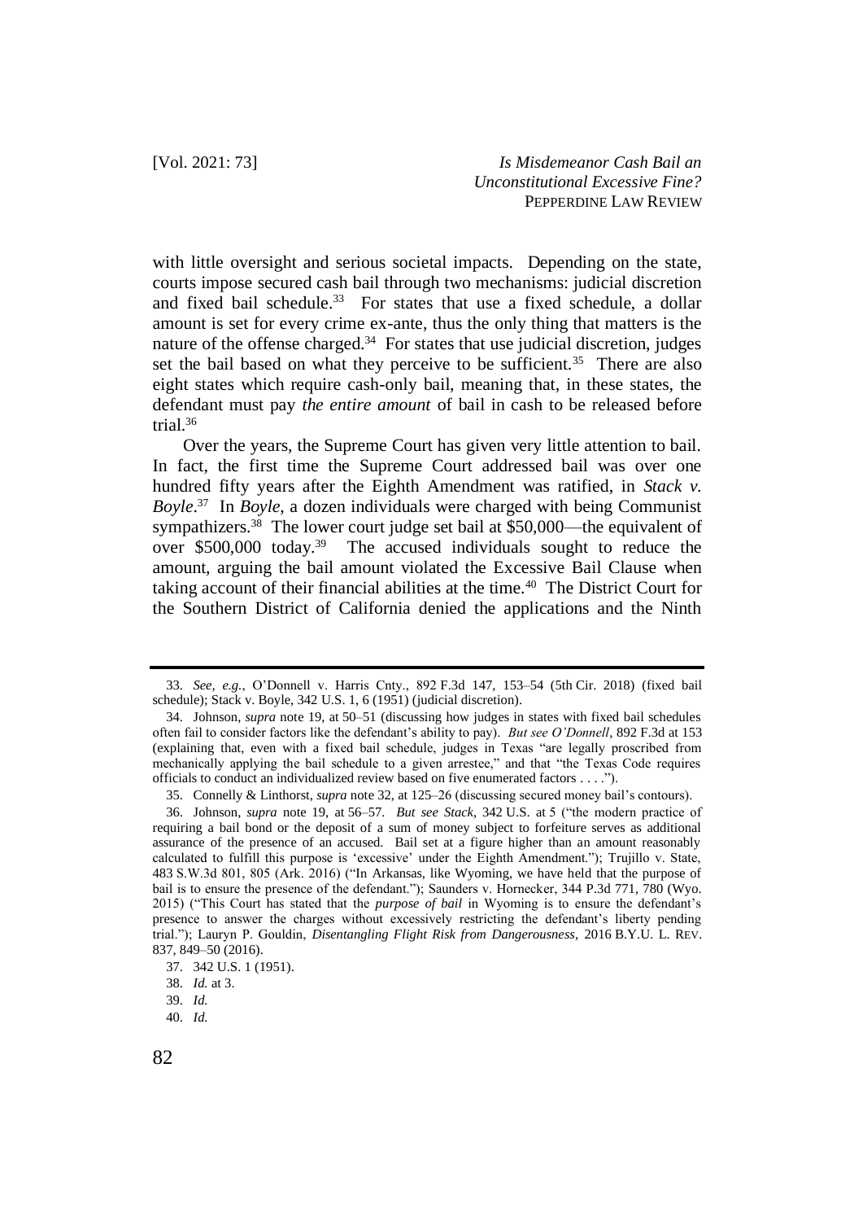with little oversight and serious societal impacts. Depending on the state, courts impose secured cash bail through two mechanisms: judicial discretion and fixed bail schedule.[33] For states that use a fixed schedule, a dollar amount is set for every crime ex-ante, thus the only thing that matters is the nature of the offense charged.[34] For states that use judicial discretion, judges set the bail based on what they perceive to be sufficient.[35] There are also eight states which require cash-only bail, meaning that, in these states, the defendant must pay *the entire amount* of bail in cash to be released before trial.[36]

Over the years, the Supreme Court has given very little attention to bail. In fact, the first time the Supreme Court addressed bail was over one hundred fifty years after the Eighth Amendment was ratified, in *Stack v. Boyle*.[37] In *Boyle*, a dozen individuals were charged with being Communist sympathizers.[38] The lower court judge set bail at $50,000—the equivalent of over $500,000 today.[39] The accused individuals sought to reduce the amount, arguing the bail amount violated the Excessive Bail Clause when taking account of their financial abilities at the time.[40] The District Court for the Southern District of California denied the applications and the Ninth

---

33. *See, e.g.*, O'Donnell v. Harris Cnty., 892 F.3d 147, 153–54 (5th Cir. 2018) (fixed bail schedule); Stack v. Boyle, 342 U.S. 1, 6 (1951) (judicial discretion).

34. Johnson, *supra* note 19, at 50–51 (discussing how judges in states with fixed bail schedules often fail to consider factors like the defendant's ability to pay). *But see O'Donnell*, 892 F.3d at 153 (explaining that, even with a fixed bail schedule, judges in Texas "are legally proscribed from mechanically applying the bail schedule to a given arrestee," and that "the Texas Code requires officials to conduct an individualized review based on five enumerated factors . . . .").

35. Connelly & Linthorst, *supra* note 32, at 125–26 (discussing secured money bail's contours).

36. Johnson, *supra* note 19, at 56–57. *But see Stack*, 342 U.S. at 5 ("the modern practice of requiring a bail bond or the deposit of a sum of money subject to forfeiture serves as additional assurance of the presence of an accused. Bail set at a figure higher than an amount reasonably calculated to fulfill this purpose is 'excessive' under the Eighth Amendment."); Trujillo v. State, 483 S.W.3d 801, 805 (Ark. 2016) ("In Arkansas, like Wyoming, we have held that the purpose of bail is to ensure the presence of the defendant."); Saunders v. Hornecker, 344 P.3d 771, 780 (Wyo. 2015) ("This Court has stated that the *purpose of bail* in Wyoming is to ensure the defendant's presence to answer the charges without excessively restricting the defendant's liberty pending trial."); Lauryn P. Gouldin, *Disentangling Flight Risk from Dangerousness*, 2016 B.Y.U. L. REV. 837, 849–50 (2016).

37. 342 U.S. 1 (1951).

38. *Id.* at 3.

39. *Id.*

40. *Id.*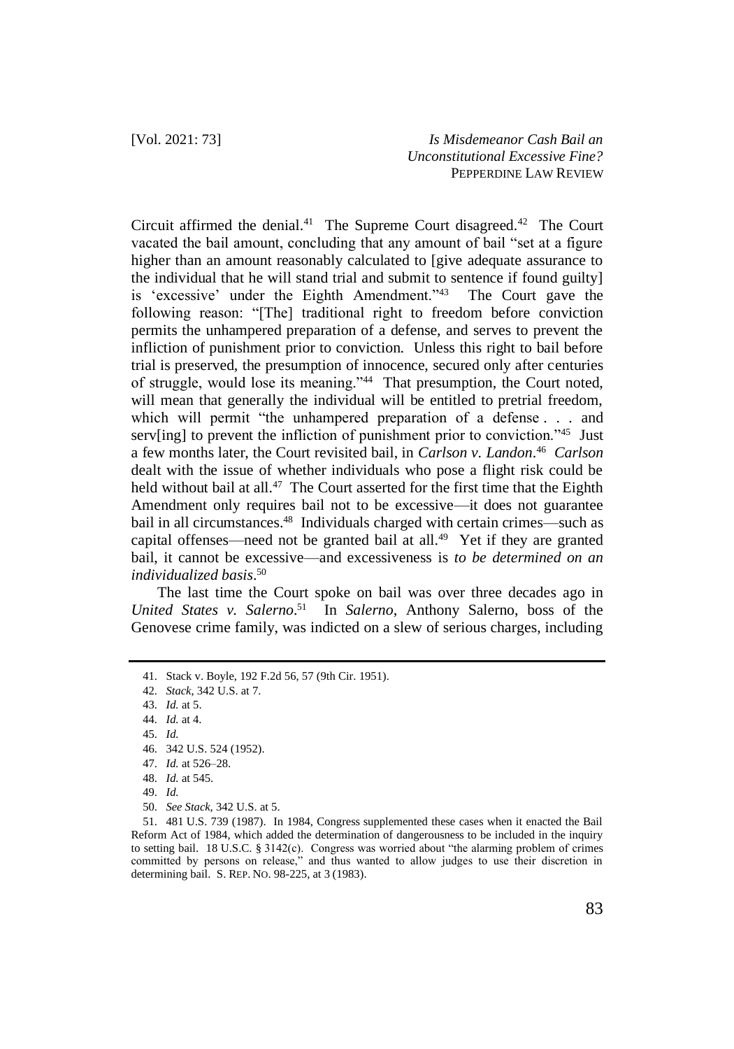Circuit affirmed the denial.[41] The Supreme Court disagreed.[42] The Court vacated the bail amount, concluding that any amount of bail "set at a figure higher than an amount reasonably calculated to [give adequate assurance to the individual that he will stand trial and submit to sentence if found guilty] is 'excessive' under the Eighth Amendment."[43] The Court gave the following reason: "[The] traditional right to freedom before conviction permits the unhampered preparation of a defense, and serves to prevent the infliction of punishment prior to conviction. Unless this right to bail before trial is preserved, the presumption of innocence, secured only after centuries of struggle, would lose its meaning."[44] That presumption, the Court noted, will mean that generally the individual will be entitled to pretrial freedom, which will permit "the unhampered preparation of a defense . . . and serv[ing] to prevent the infliction of punishment prior to conviction."[45] Just a few months later, the Court revisited bail, in *Carlson v. Landon*.[46] *Carlson* dealt with the issue of whether individuals who pose a flight risk could be held without bail at all.[47] The Court asserted for the first time that the Eighth Amendment only requires bail not to be excessive—it does not guarantee bail in all circumstances.[48] Individuals charged with certain crimes—such as capital offenses—need not be granted bail at all.[49] Yet if they are granted bail, it cannot be excessive—and excessiveness is *to be determined on an individualized basis*.[50]

The last time the Court spoke on bail was over three decades ago in *United States v. Salerno*.[51] In *Salerno*, Anthony Salerno, boss of the Genovese crime family, was indicted on a slew of serious charges, including

---

41. Stack v. Boyle, 192 F.2d 56, 57 (9th Cir. 1951).

42. *Stack*, 342 U.S. at 7.

43. *Id.* at 5.

44. *Id.* at 4.

45. *Id.*

46. 342 U.S. 524 (1952).

47. *Id.* at 526–28.

48. *Id.* at 545.

49. *Id.*

50. *See Stack*, 342 U.S. at 5.

51. 481 U.S. 739 (1987). In 1984, Congress supplemented these cases when it enacted the Bail Reform Act of 1984, which added the determination of dangerousness to be included in the inquiry to setting bail. 18 U.S.C. § 3142(c). Congress was worried about "the alarming problem of crimes committed by persons on release," and thus wanted to allow judges to use their discretion in determining bail. S. REP. NO. 98-225, at 3 (1983).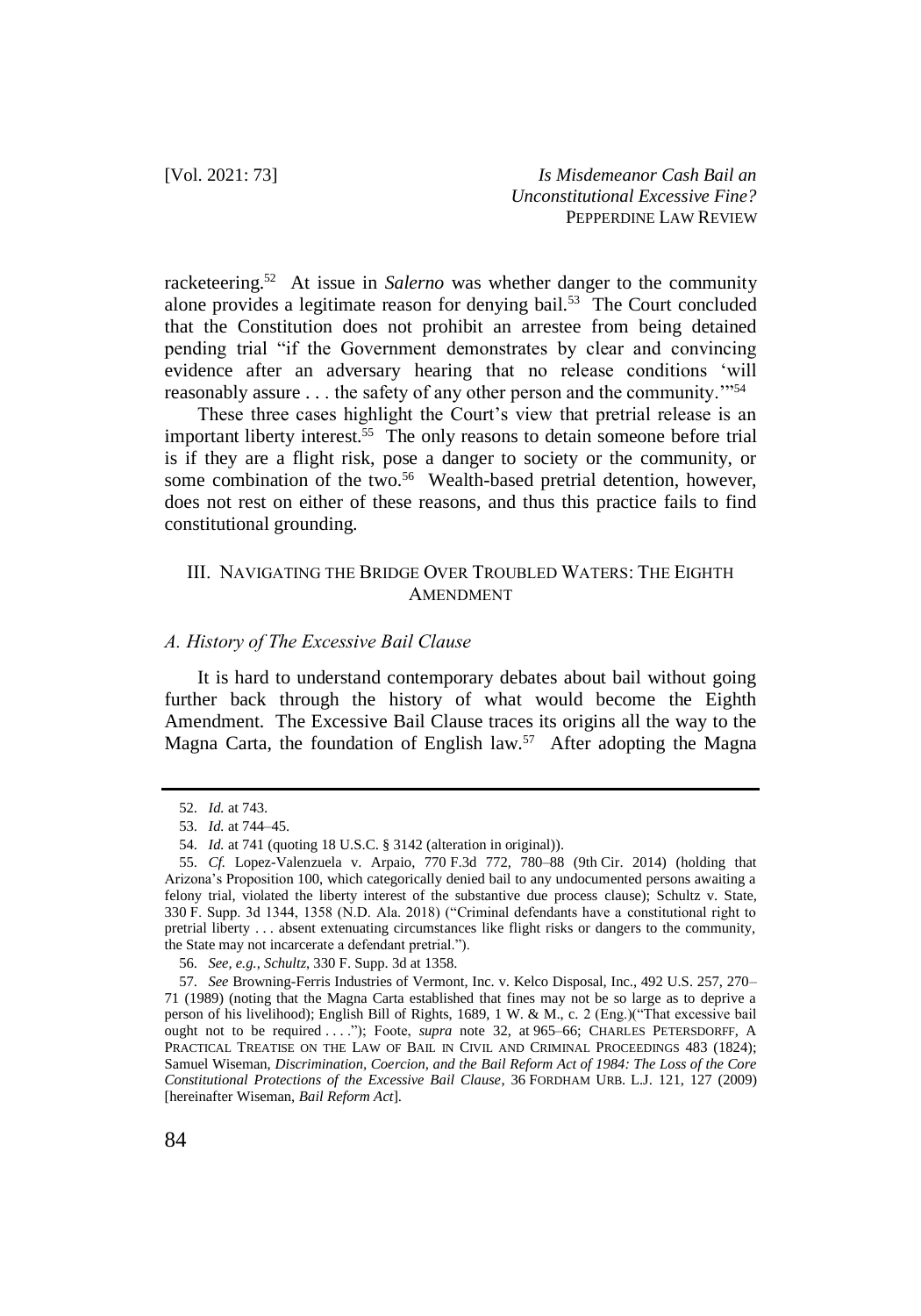racketeering.[52] At issue in *Salerno* was whether danger to the community alone provides a legitimate reason for denying bail.[53] The Court concluded that the Constitution does not prohibit an arrestee from being detained pending trial "if the Government demonstrates by clear and convincing evidence after an adversary hearing that no release conditions 'will reasonably assure . . . the safety of any other person and the community.'"[54]

These three cases highlight the Court's view that pretrial release is an important liberty interest.[55] The only reasons to detain someone before trial is if they are a flight risk, pose a danger to society or the community, or some combination of the two.[56] Wealth-based pretrial detention, however, does not rest on either of these reasons, and thus this practice fails to find constitutional grounding.

## III. Navigating the Bridge Over Troubled Waters: The Eighth Amendment

### *A. History of The Excessive Bail Clause*

It is hard to understand contemporary debates about bail without going further back through the history of what would become the Eighth Amendment. The Excessive Bail Clause traces its origins all the way to the Magna Carta, the foundation of English law.[57] After adopting the Magna

---

52. *Id.* at 743.

53. *Id.* at 744–45.

54. *Id.* at 741 (quoting 18 U.S.C. § 3142 (alteration in original)).

55. *Cf.* Lopez-Valenzuela v. Arpaio, 770 F.3d 772, 780–88 (9th Cir. 2014) (holding that Arizona's Proposition 100, which categorically denied bail to any undocumented persons awaiting a felony trial, violated the liberty interest of the substantive due process clause); Schultz v. State, 330 F. Supp. 3d 1344, 1358 (N.D. Ala. 2018) ("Criminal defendants have a constitutional right to pretrial liberty . . . absent extenuating circumstances like flight risks or dangers to the community, the State may not incarcerate a defendant pretrial.").

56. *See, e.g.*, *Schultz*, 330 F. Supp. 3d at 1358.

57. *See* Browning-Ferris Industries of Vermont, Inc. v. Kelco Disposal, Inc., 492 U.S. 257, 270–71 (1989) (noting that the Magna Carta established that fines may not be so large as to deprive a person of his livelihood); English Bill of Rights, 1689, 1 W. & M., c. 2 (Eng.)("That excessive bail ought not to be required . . . ."); Foote, *supra* note 32, at 965–66; Charles Petersdorff, A Practical Treatise on the Law of Bail in Civil and Criminal Proceedings 483 (1824); Samuel Wiseman, *Discrimination, Coercion, and the Bail Reform Act of 1984: The Loss of the Core Constitutional Protections of the Excessive Bail Clause*, 36 Fordham Urb. L.J. 121, 127 (2009) [hereinafter Wiseman, *Bail Reform Act*].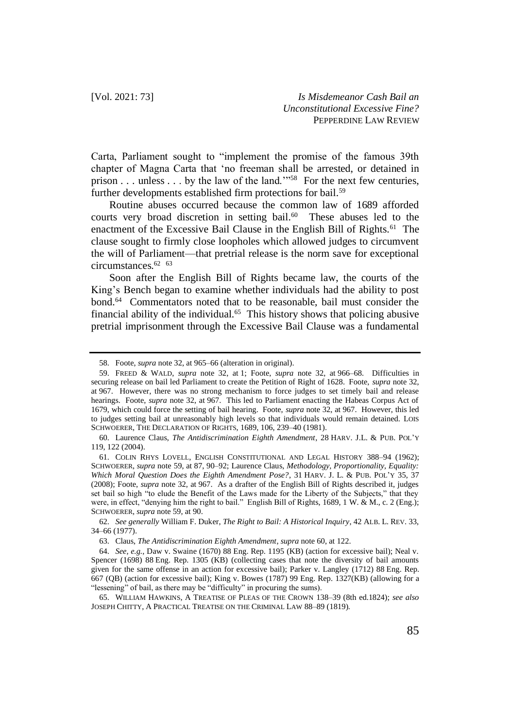Carta, Parliament sought to "implement the promise of the famous 39th chapter of Magna Carta that 'no freeman shall be arrested, or detained in prison . . . unless . . . by the law of the land.'"[58] For the next few centuries, further developments established firm protections for bail.[59]

Routine abuses occurred because the common law of 1689 afforded courts very broad discretion in setting bail.[60] These abuses led to the enactment of the Excessive Bail Clause in the English Bill of Rights.[61] The clause sought to firmly close loopholes which allowed judges to circumvent the will of Parliament—that pretrial release is the norm save for exceptional circumstances.[62] [63]

Soon after the English Bill of Rights became law, the courts of the King's Bench began to examine whether individuals had the ability to post bond.[64] Commentators noted that to be reasonable, bail must consider the financial ability of the individual.[65] This history shows that policing abusive pretrial imprisonment through the Excessive Bail Clause was a fundamental

---

58. Foote, *supra* note 32, at 965–66 (alteration in original).

59. FREED & WALD, *supra* note 32, at 1; Foote, *supra* note 32, at 966–68. Difficulties in securing release on bail led Parliament to create the Petition of Right of 1628. Foote, *supra* note 32, at 967. However, there was no strong mechanism to force judges to set timely bail and release hearings. Foote, *supra* note 32, at 967. This led to Parliament enacting the Habeas Corpus Act of 1679, which could force the setting of bail hearing. Foote, *supra* note 32, at 967. However, this led to judges setting bail at unreasonably high levels so that individuals would remain detained. LOIS SCHWOERER, THE DECLARATION OF RIGHTS, 1689, 106, 239–40 (1981).

60. Laurence Claus, *The Antidiscrimination Eighth Amendment*, 28 HARV. J.L. & PUB. POL'Y 119, 122 (2004).

61. COLIN RHYS LOVELL, ENGLISH CONSTITUTIONAL AND LEGAL HISTORY 388–94 (1962); SCHWOERER, *supra* note 59, at 87, 90–92; Laurence Claus, *Methodology, Proportionality, Equality: Which Moral Question Does the Eighth Amendment Pose?*, 31 HARV. J. L. & PUB. POL'Y 35, 37 (2008); Foote, *supra* note 32, at 967. As a drafter of the English Bill of Rights described it, judges set bail so high "to elude the Benefit of the Laws made for the Liberty of the Subjects," that they were, in effect, "denying him the right to bail." English Bill of Rights, 1689, 1 W. & M., c. 2 (Eng.); SCHWOERER, *supra* note 59, at 90.

62. *See generally* William F. Duker, *The Right to Bail: A Historical Inquiry*, 42 ALB. L. REV. 33, 34–66 (1977).

63. Claus, *The Antidiscrimination Eighth Amendment*, *supra* note 60, at 122.

64. *See, e.g.*, Daw v. Swaine (1670) 88 Eng. Rep. 1195 (KB) (action for excessive bail); Neal v. Spencer (1698) 88 Eng. Rep. 1305 (KB) (collecting cases that note the diversity of bail amounts given for the same offense in an action for excessive bail); Parker v. Langley (1712) 88 Eng. Rep. 667 (QB) (action for excessive bail); King v. Bowes (1787) 99 Eng. Rep. 1327(KB) (allowing for a "lessening" of bail, as there may be "difficulty" in procuring the sums).

65. WILLIAM HAWKINS, A TREATISE OF PLEAS OF THE CROWN 138–39 (8th ed.1824); *see also* JOSEPH CHITTY, A PRACTICAL TREATISE ON THE CRIMINAL LAW 88–89 (1819).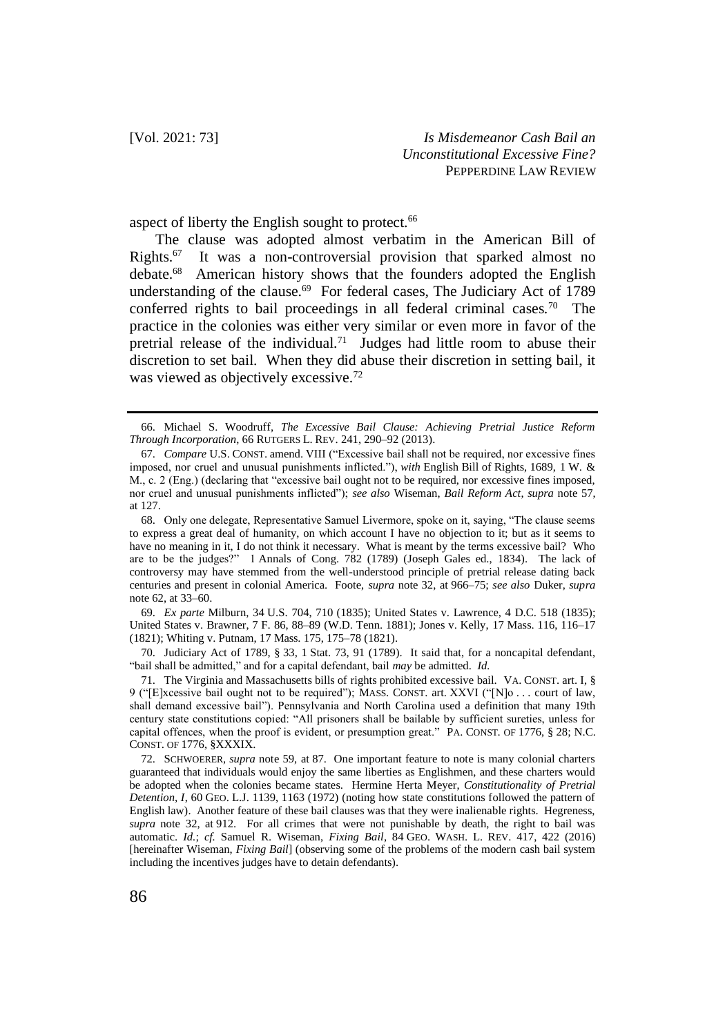aspect of liberty the English sought to protect.[66]

The clause was adopted almost verbatim in the American Bill of Rights.[67] It was a non-controversial provision that sparked almost no debate.[68] American history shows that the founders adopted the English understanding of the clause.[69] For federal cases, The Judiciary Act of 1789 conferred rights to bail proceedings in all federal criminal cases.[70] The practice in the colonies was either very similar or even more in favor of the pretrial release of the individual.[71] Judges had little room to abuse their discretion to set bail. When they did abuse their discretion in setting bail, it was viewed as objectively excessive.[72]

---

66. Michael S. Woodruff, *The Excessive Bail Clause: Achieving Pretrial Justice Reform Through Incorporation*, 66 RUTGERS L. REV. 241, 290–92 (2013).

67. *Compare* U.S. CONST. amend. VIII ("Excessive bail shall not be required, nor excessive fines imposed, nor cruel and unusual punishments inflicted."), *with* English Bill of Rights, 1689, 1 W. & M., c. 2 (Eng.) (declaring that "excessive bail ought not to be required, nor excessive fines imposed, nor cruel and unusual punishments inflicted"); *see also* Wiseman, *Bail Reform Act*, *supra* note 57, at 127.

68. Only one delegate, Representative Samuel Livermore, spoke on it, saying, "The clause seems to express a great deal of humanity, on which account I have no objection to it; but as it seems to have no meaning in it, I do not think it necessary. What is meant by the terms excessive bail? Who are to be the judges?" 1 Annals of Cong. 782 (1789) (Joseph Gales ed., 1834). The lack of controversy may have stemmed from the well-understood principle of pretrial release dating back centuries and present in colonial America. Foote, *supra* note 32, at 966–75; *see also* Duker, *supra* note 62, at 33–60.

69. *Ex parte* Milburn, 34 U.S. 704, 710 (1835); United States v. Lawrence, 4 D.C. 518 (1835); United States v. Brawner, 7 F. 86, 88–89 (W.D. Tenn. 1881); Jones v. Kelly, 17 Mass. 116, 116–17 (1821); Whiting v. Putnam, 17 Mass. 175, 175–78 (1821).

70. Judiciary Act of 1789, § 33, 1 Stat. 73, 91 (1789). It said that, for a noncapital defendant, "bail shall be admitted," and for a capital defendant, bail *may* be admitted. *Id.*

71. The Virginia and Massachusetts bills of rights prohibited excessive bail. VA. CONST. art. I, § 9 ("[E]xcessive bail ought not to be required"); MASS. CONST. art. XXVI ("[N]o . . . court of law, shall demand excessive bail"). Pennsylvania and North Carolina used a definition that many 19th century state constitutions copied: "All prisoners shall be bailable by sufficient sureties, unless for capital offences, when the proof is evident, or presumption great." PA. CONST. OF 1776, § 28; N.C. CONST. OF 1776, §XXXIX.

72. SCHWOERER, *supra* note 59, at 87. One important feature to note is many colonial charters guaranteed that individuals would enjoy the same liberties as Englishmen, and these charters would be adopted when the colonies became states. Hermine Herta Meyer, *Constitutionality of Pretrial Detention, I*, 60 GEO. L.J. 1139, 1163 (1972) (noting how state constitutions followed the pattern of English law). Another feature of these bail clauses was that they were inalienable rights. Hegreness, *supra* note 32, at 912. For all crimes that were not punishable by death, the right to bail was automatic. *Id.*; *cf.* Samuel R. Wiseman, *Fixing Bail*, 84 GEO. WASH. L. REV. 417, 422 (2016) [hereinafter Wiseman, *Fixing Bail*] (observing some of the problems of the modern cash bail system including the incentives judges have to detain defendants).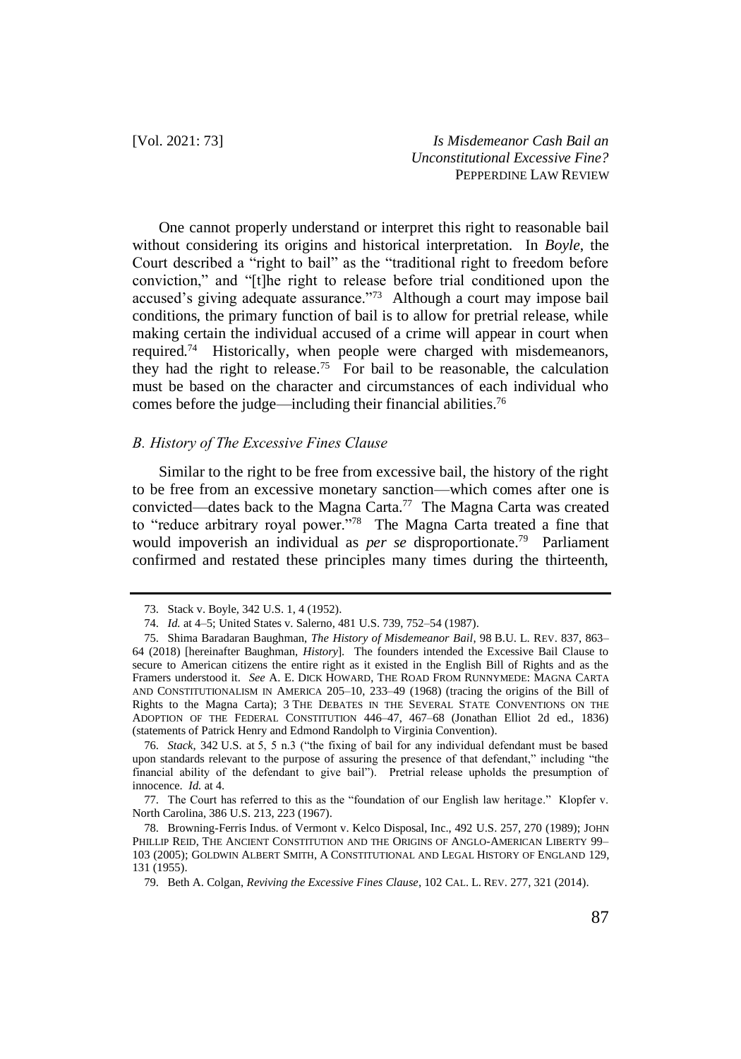One cannot properly understand or interpret this right to reasonable bail without considering its origins and historical interpretation. In *Boyle*, the Court described a "right to bail" as the "traditional right to freedom before conviction," and "[t]he right to release before trial conditioned upon the accused's giving adequate assurance."[73] Although a court may impose bail conditions, the primary function of bail is to allow for pretrial release, while making certain the individual accused of a crime will appear in court when required.[74] Historically, when people were charged with misdemeanors, they had the right to release.[75] For bail to be reasonable, the calculation must be based on the character and circumstances of each individual who comes before the judge—including their financial abilities.[76]

### *B. History of The Excessive Fines Clause*

Similar to the right to be free from excessive bail, the history of the right to be free from an excessive monetary sanction—which comes after one is convicted—dates back to the Magna Carta.[77] The Magna Carta was created to "reduce arbitrary royal power."[78] The Magna Carta treated a fine that would impoverish an individual as *per se* disproportionate.[79] Parliament confirmed and restated these principles many times during the thirteenth,

---

73. Stack v. Boyle, 342 U.S. 1, 4 (1952).

74. *Id.* at 4–5; United States v. Salerno, 481 U.S. 739, 752–54 (1987).

75. Shima Baradaran Baughman, *The History of Misdemeanor Bail*, 98 B.U. L. REV. 837, 863–64 (2018) [hereinafter Baughman, *History*]. The founders intended the Excessive Bail Clause to secure to American citizens the entire right as it existed in the English Bill of Rights and as the Framers understood it. *See* A. E. DICK HOWARD, THE ROAD FROM RUNNYMEDE: MAGNA CARTA AND CONSTITUTIONALISM IN AMERICA 205–10, 233–49 (1968) (tracing the origins of the Bill of Rights to the Magna Carta); 3 THE DEBATES IN THE SEVERAL STATE CONVENTIONS ON THE ADOPTION OF THE FEDERAL CONSTITUTION 446–47, 467–68 (Jonathan Elliot 2d ed., 1836) (statements of Patrick Henry and Edmond Randolph to Virginia Convention).

76. *Stack*, 342 U.S. at 5, 5 n.3 ("the fixing of bail for any individual defendant must be based upon standards relevant to the purpose of assuring the presence of that defendant," including "the financial ability of the defendant to give bail"). Pretrial release upholds the presumption of innocence. *Id.* at 4.

77. The Court has referred to this as the "foundation of our English law heritage." Klopfer v. North Carolina, 386 U.S. 213, 223 (1967).

78. Browning-Ferris Indus. of Vermont v. Kelco Disposal, Inc., 492 U.S. 257, 270 (1989); JOHN PHILLIP REID, THE ANCIENT CONSTITUTION AND THE ORIGINS OF ANGLO-AMERICAN LIBERTY 99–103 (2005); GOLDWIN ALBERT SMITH, A CONSTITUTIONAL AND LEGAL HISTORY OF ENGLAND 129, 131 (1955).

79. Beth A. Colgan, *Reviving the Excessive Fines Clause*, 102 CAL. L. REV. 277, 321 (2014).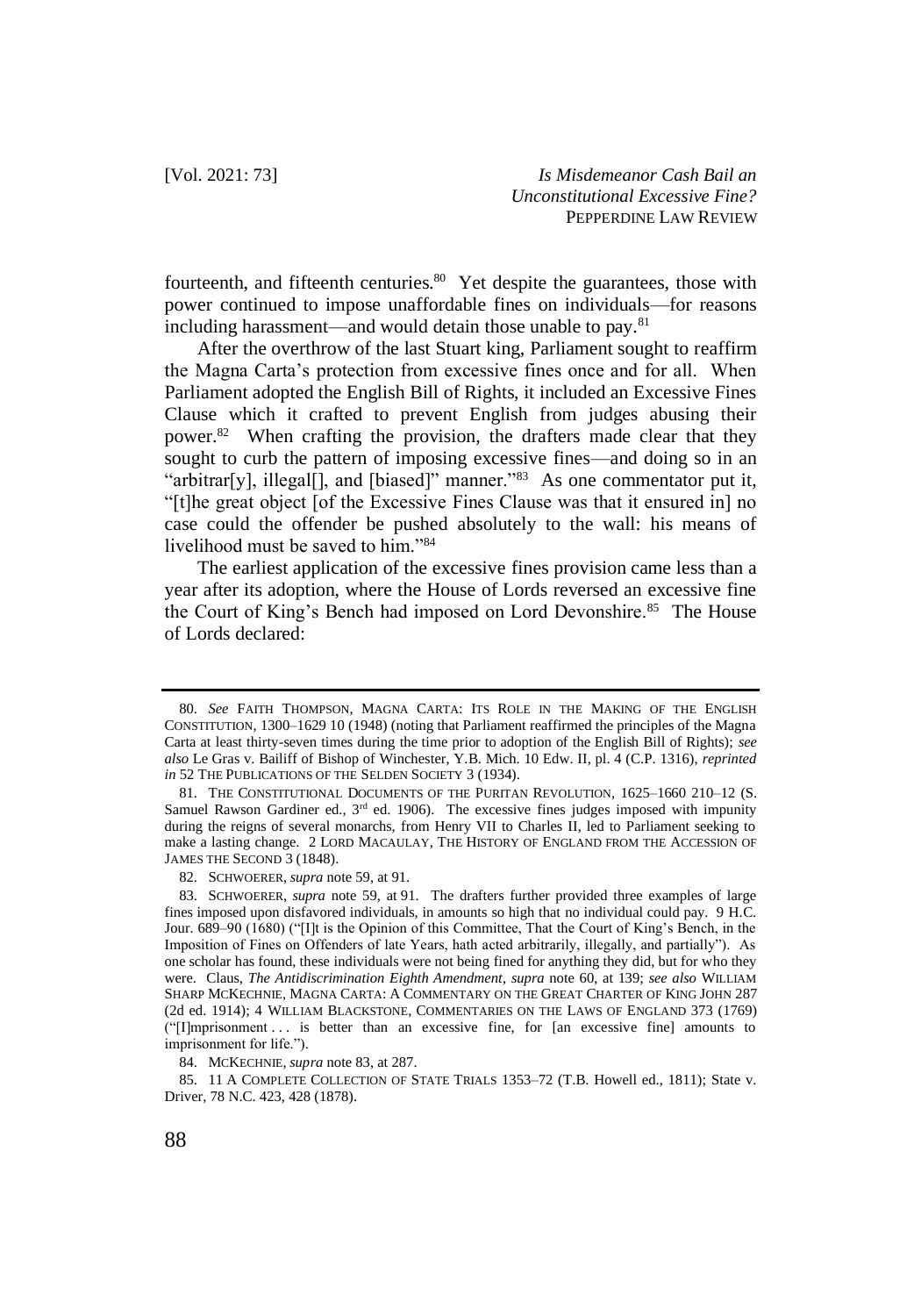fourteenth, and fifteenth centuries.[80] Yet despite the guarantees, those with power continued to impose unaffordable fines on individuals—for reasons including harassment—and would detain those unable to pay.[81]

After the overthrow of the last Stuart king, Parliament sought to reaffirm the Magna Carta's protection from excessive fines once and for all. When Parliament adopted the English Bill of Rights, it included an Excessive Fines Clause which it crafted to prevent English from judges abusing their power.[82] When crafting the provision, the drafters made clear that they sought to curb the pattern of imposing excessive fines—and doing so in an "arbitrar[y], illegal[], and [biased]" manner."[83] As one commentator put it, "[t]he great object [of the Excessive Fines Clause was that it ensured in] no case could the offender be pushed absolutely to the wall: his means of livelihood must be saved to him."[84]

The earliest application of the excessive fines provision came less than a year after its adoption, where the House of Lords reversed an excessive fine the Court of King's Bench had imposed on Lord Devonshire.[85] The House of Lords declared:

---

80. *See* FAITH THOMPSON, MAGNA CARTA: ITS ROLE IN THE MAKING OF THE ENGLISH CONSTITUTION, 1300–1629 10 (1948) (noting that Parliament reaffirmed the principles of the Magna Carta at least thirty-seven times during the time prior to adoption of the English Bill of Rights); *see also* Le Gras v. Bailiff of Bishop of Winchester, Y.B. Mich. 10 Edw. II, pl. 4 (C.P. 1316), *reprinted in* 52 THE PUBLICATIONS OF THE SELDEN SOCIETY 3 (1934).

81. THE CONSTITUTIONAL DOCUMENTS OF THE PURITAN REVOLUTION, 1625–1660 210–12 (S. Samuel Rawson Gardiner ed., 3rd ed. 1906). The excessive fines judges imposed with impunity during the reigns of several monarchs, from Henry VII to Charles II, led to Parliament seeking to make a lasting change. 2 LORD MACAULAY, THE HISTORY OF ENGLAND FROM THE ACCESSION OF JAMES THE SECOND 3 (1848).

82. SCHWOERER, *supra* note 59, at 91.

83. SCHWOERER, *supra* note 59, at 91. The drafters further provided three examples of large fines imposed upon disfavored individuals, in amounts so high that no individual could pay. 9 H.C. Jour. 689–90 (1680) ("[I]t is the Opinion of this Committee, That the Court of King's Bench, in the Imposition of Fines on Offenders of late Years, hath acted arbitrarily, illegally, and partially"). As one scholar has found, these individuals were not being fined for anything they did, but for who they were. Claus, *The Antidiscrimination Eighth Amendment*, *supra* note 60, at 139; *see also* WILLIAM SHARP MCKECHNIE, MAGNA CARTA: A COMMENTARY ON THE GREAT CHARTER OF KING JOHN 287 (2d ed. 1914); 4 WILLIAM BLACKSTONE, COMMENTARIES ON THE LAWS OF ENGLAND 373 (1769) ("[I]mprisonment . . . is better than an excessive fine, for [an excessive fine] amounts to imprisonment for life.").

84. MCKECHNIE, *supra* note 83, at 287.

85. 11 A COMPLETE COLLECTION OF STATE TRIALS 1353–72 (T.B. Howell ed., 1811); State v. Driver, 78 N.C. 423, 428 (1878).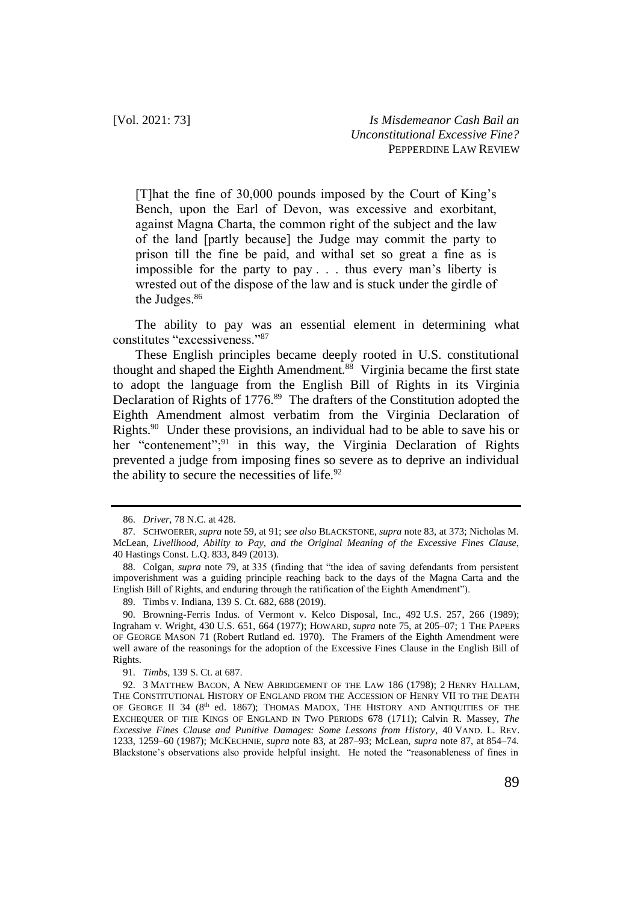> [T]hat the fine of 30,000 pounds imposed by the Court of King's Bench, upon the Earl of Devon, was excessive and exorbitant, against Magna Charta, the common right of the subject and the law of the land [partly because] the Judge may commit the party to prison till the fine be paid, and withal set so great a fine as is impossible for the party to pay . . . thus every man's liberty is wrested out of the dispose of the law and is stuck under the girdle of the Judges.[86]

The ability to pay was an essential element in determining what constitutes "excessiveness."[87]

These English principles became deeply rooted in U.S. constitutional thought and shaped the Eighth Amendment.[88] Virginia became the first state to adopt the language from the English Bill of Rights in its Virginia Declaration of Rights of 1776.[89] The drafters of the Constitution adopted the Eighth Amendment almost verbatim from the Virginia Declaration of Rights.[90] Under these provisions, an individual had to be able to save his or her "contenement";[91] in this way, the Virginia Declaration of Rights prevented a judge from imposing fines so severe as to deprive an individual the ability to secure the necessities of life.[92]

---

86. *Driver*, 78 N.C. at 428.

87. SCHWOERER, *supra* note 59, at 91; *see also* BLACKSTONE, *supra* note 83, at 373; Nicholas M. McLean, *Livelihood, Ability to Pay, and the Original Meaning of the Excessive Fines Clause*, 40 Hastings Const. L.Q. 833, 849 (2013).

88. Colgan, *supra* note 79, at 335 (finding that "the idea of saving defendants from persistent impoverishment was a guiding principle reaching back to the days of the Magna Carta and the English Bill of Rights, and enduring through the ratification of the Eighth Amendment").

89. Timbs v. Indiana, 139 S. Ct. 682, 688 (2019).

90. Browning-Ferris Indus. of Vermont v. Kelco Disposal, Inc., 492 U.S. 257, 266 (1989); Ingraham v. Wright, 430 U.S. 651, 664 (1977); HOWARD, *supra* note 75, at 205–07; 1 THE PAPERS OF GEORGE MASON 71 (Robert Rutland ed. 1970). The Framers of the Eighth Amendment were well aware of the reasonings for the adoption of the Excessive Fines Clause in the English Bill of Rights.

91. *Timbs*, 139 S. Ct. at 687.

92. 3 MATTHEW BACON, A NEW ABRIDGEMENT OF THE LAW 186 (1798); 2 HENRY HALLAM, THE CONSTITUTIONAL HISTORY OF ENGLAND FROM THE ACCESSION OF HENRY VII TO THE DEATH OF GEORGE II 34 (8th ed. 1867); THOMAS MADOX, THE HISTORY AND ANTIQUITIES OF THE EXCHEQUER OF THE KINGS OF ENGLAND IN TWO PERIODS 678 (1711); Calvin R. Massey, *The Excessive Fines Clause and Punitive Damages: Some Lessons from History*, 40 VAND. L. REV. 1233, 1259–60 (1987); MCKECHNIE, *supra* note 83, at 287–93; McLean, *supra* note 87, at 854–74. Blackstone's observations also provide helpful insight. He noted the "reasonableness of fines in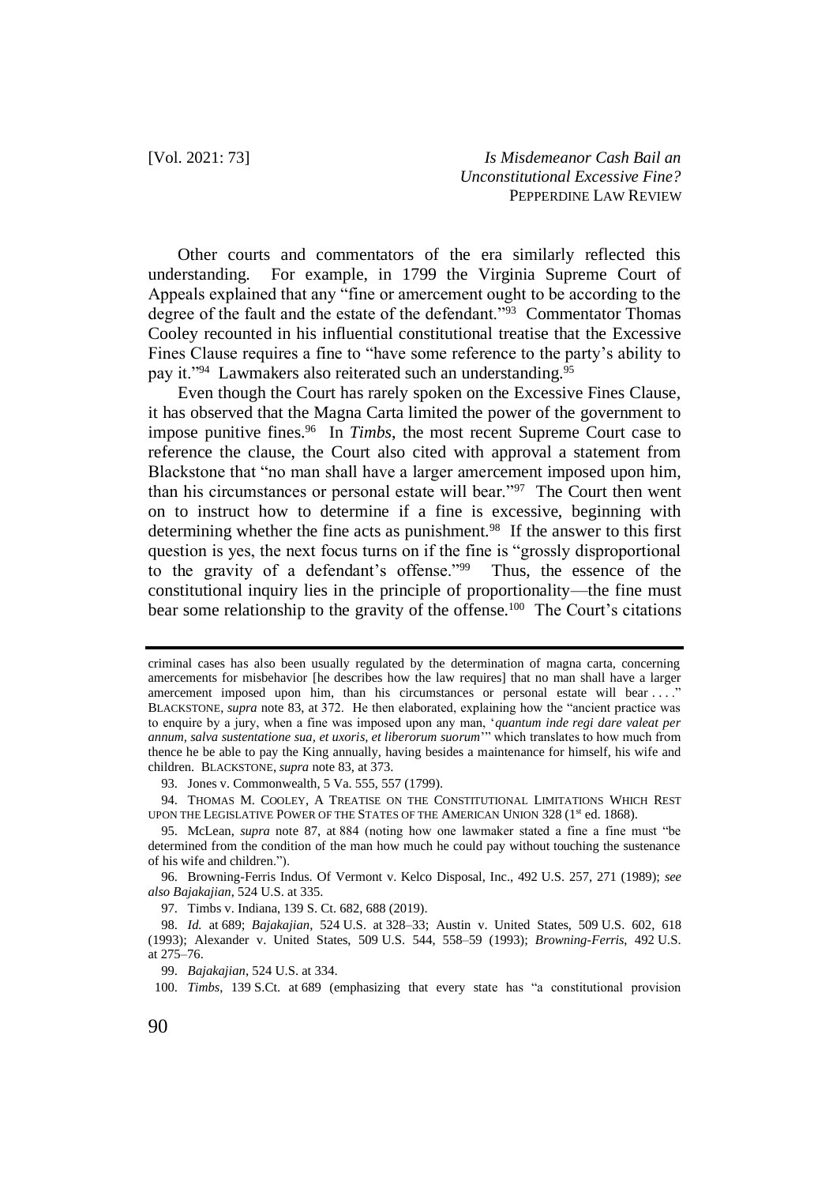Other courts and commentators of the era similarly reflected this understanding. For example, in 1799 the Virginia Supreme Court of Appeals explained that any "fine or amercement ought to be according to the degree of the fault and the estate of the defendant."[93] Commentator Thomas Cooley recounted in his influential constitutional treatise that the Excessive Fines Clause requires a fine to "have some reference to the party's ability to pay it."[94] Lawmakers also reiterated such an understanding.[95]

Even though the Court has rarely spoken on the Excessive Fines Clause, it has observed that the Magna Carta limited the power of the government to impose punitive fines.[96] In *Timbs*, the most recent Supreme Court case to reference the clause, the Court also cited with approval a statement from Blackstone that "no man shall have a larger amercement imposed upon him, than his circumstances or personal estate will bear."[97] The Court then went on to instruct how to determine if a fine is excessive, beginning with determining whether the fine acts as punishment.[98] If the answer to this first question is yes, the next focus turns on if the fine is "grossly disproportional to the gravity of a defendant's offense."[99] Thus, the essence of the constitutional inquiry lies in the principle of proportionality—the fine must bear some relationship to the gravity of the offense.[100] The Court's citations

---

criminal cases has also been usually regulated by the determination of magna carta, concerning amercements for misbehavior [he describes how the law requires] that no man shall have a larger amercement imposed upon him, than his circumstances or personal estate will bear . . . ." BLACKSTONE, *supra* note 83, at 372. He then elaborated, explaining how the "ancient practice was to enquire by a jury, when a fine was imposed upon any man, '*quantum inde regi dare valeat per annum, salva sustentatione sua, et uxoris, et liberorum suorum*'" which translates to how much from thence he be able to pay the King annually, having besides a maintenance for himself, his wife and children. BLACKSTONE, *supra* note 83, at 373.

93. Jones v. Commonwealth, 5 Va. 555, 557 (1799).

94. THOMAS M. COOLEY, A TREATISE ON THE CONSTITUTIONAL LIMITATIONS WHICH REST UPON THE LEGISLATIVE POWER OF THE STATES OF THE AMERICAN UNION 328 (1st ed. 1868).

95. McLean, *supra* note 87, at 884 (noting how one lawmaker stated a fine a fine must "be determined from the condition of the man how much he could pay without touching the sustenance of his wife and children.").

96. Browning-Ferris Indus. Of Vermont v. Kelco Disposal, Inc., 492 U.S. 257, 271 (1989); *see also Bajakajian*, 524 U.S. at 335.

97. Timbs v. Indiana, 139 S. Ct. 682, 688 (2019).

98. *Id.* at 689; *Bajakajian*, 524 U.S. at 328–33; Austin v. United States, 509 U.S. 602, 618 (1993); Alexander v. United States, 509 U.S. 544, 558–59 (1993); *Browning-Ferris*, 492 U.S. at 275–76.

99. *Bajakajian*, 524 U.S. at 334.

100. *Timbs*, 139 S.Ct. at 689 (emphasizing that every state has "a constitutional provision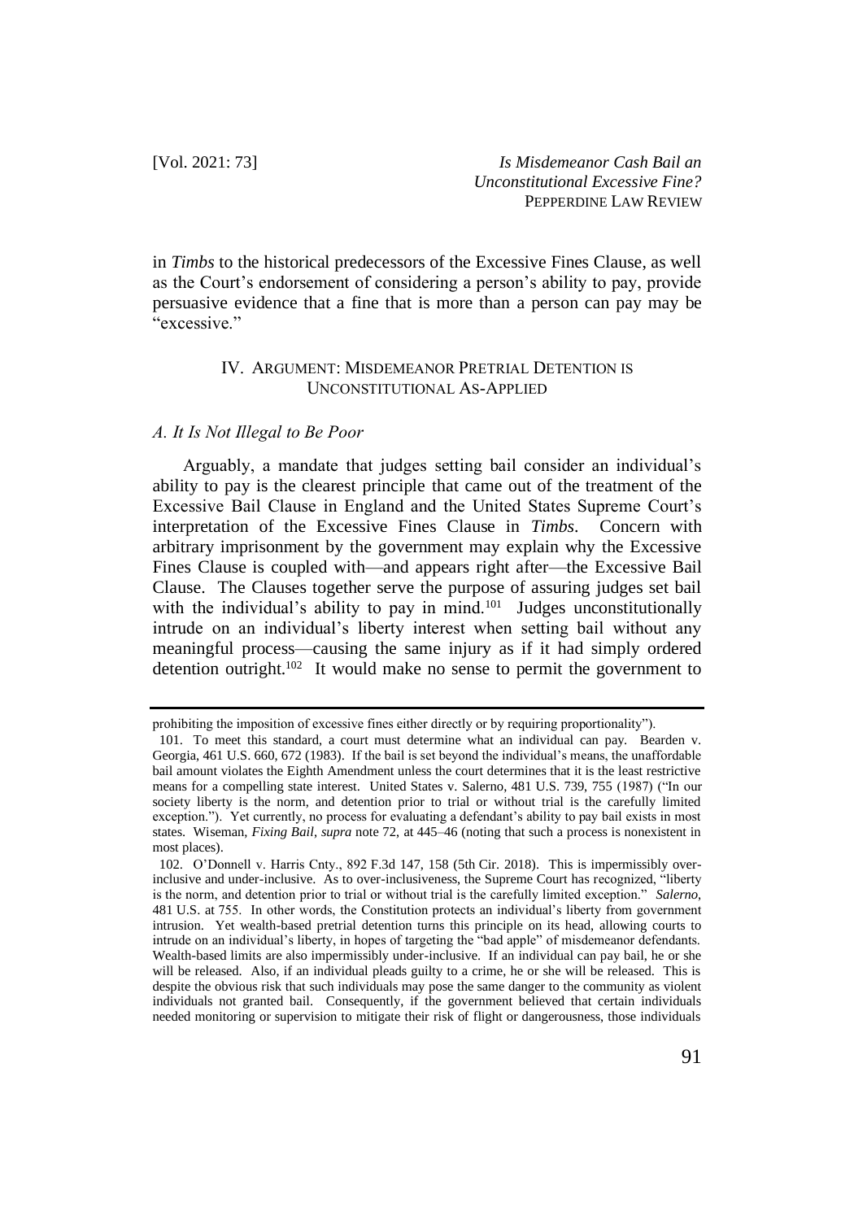in *Timbs* to the historical predecessors of the Excessive Fines Clause, as well as the Court's endorsement of considering a person's ability to pay, provide persuasive evidence that a fine that is more than a person can pay may be "excessive."

## IV. Argument: Misdemeanor Pretrial Detention is Unconstitutional As-Applied

### *A. It Is Not Illegal to Be Poor*

Arguably, a mandate that judges setting bail consider an individual's ability to pay is the clearest principle that came out of the treatment of the Excessive Bail Clause in England and the United States Supreme Court's interpretation of the Excessive Fines Clause in *Timbs*. Concern with arbitrary imprisonment by the government may explain why the Excessive Fines Clause is coupled with—and appears right after—the Excessive Bail Clause. The Clauses together serve the purpose of assuring judges set bail with the individual's ability to pay in mind.[101] Judges unconstitutionally intrude on an individual's liberty interest when setting bail without any meaningful process—causing the same injury as if it had simply ordered detention outright.[102] It would make no sense to permit the government to

---

prohibiting the imposition of excessive fines either directly or by requiring proportionality").

101. To meet this standard, a court must determine what an individual can pay. Bearden v. Georgia, 461 U.S. 660, 672 (1983). If the bail is set beyond the individual's means, the unaffordable bail amount violates the Eighth Amendment unless the court determines that it is the least restrictive means for a compelling state interest. United States v. Salerno, 481 U.S. 739, 755 (1987) ("In our society liberty is the norm, and detention prior to trial or without trial is the carefully limited exception."). Yet currently, no process for evaluating a defendant's ability to pay bail exists in most states. Wiseman, *Fixing Bail*, *supra* note 72, at 445–46 (noting that such a process is nonexistent in most places).

102. O'Donnell v. Harris Cnty., 892 F.3d 147, 158 (5th Cir. 2018). This is impermissibly over-inclusive and under-inclusive. As to over-inclusiveness, the Supreme Court has recognized, "liberty is the norm, and detention prior to trial or without trial is the carefully limited exception." *Salerno*, 481 U.S. at 755. In other words, the Constitution protects an individual's liberty from government intrusion. Yet wealth-based pretrial detention turns this principle on its head, allowing courts to intrude on an individual's liberty, in hopes of targeting the "bad apple" of misdemeanor defendants. Wealth-based limits are also impermissibly under-inclusive. If an individual can pay bail, he or she will be released. Also, if an individual pleads guilty to a crime, he or she will be released. This is despite the obvious risk that such individuals may pose the same danger to the community as violent individuals not granted bail. Consequently, if the government believed that certain individuals needed monitoring or supervision to mitigate their risk of flight or dangerousness, those individuals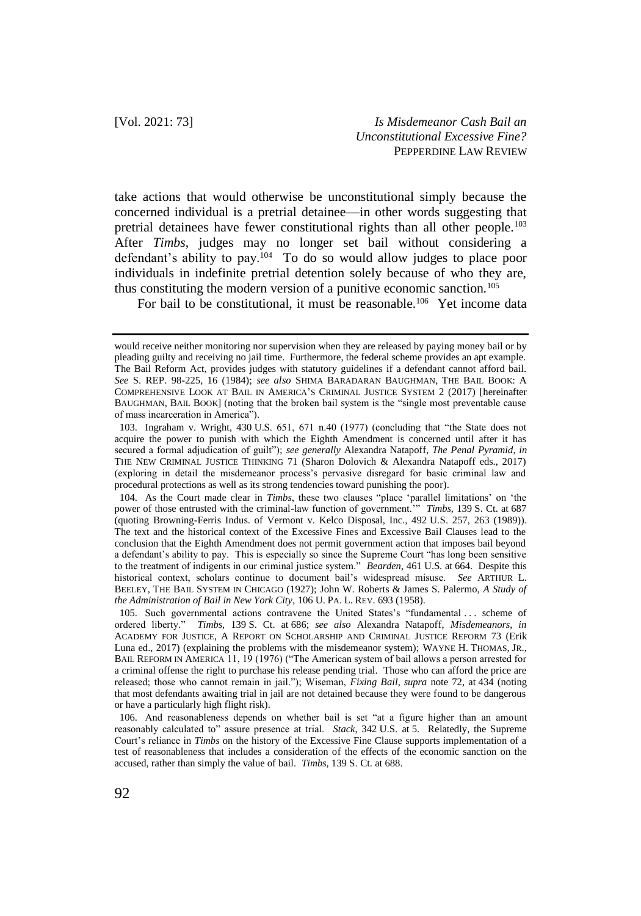take actions that would otherwise be unconstitutional simply because the concerned individual is a pretrial detainee—in other words suggesting that pretrial detainees have fewer constitutional rights than all other people.[103] After *Timbs*, judges may no longer set bail without considering a defendant's ability to pay.[104] To do so would allow judges to place poor individuals in indefinite pretrial detention solely because of who they are, thus constituting the modern version of a punitive economic sanction.[105]

For bail to be constitutional, it must be reasonable.[106] Yet income data

---

would receive neither monitoring nor supervision when they are released by paying money bail or by pleading guilty and receiving no jail time. Furthermore, the federal scheme provides an apt example. The Bail Reform Act, provides judges with statutory guidelines if a defendant cannot afford bail. *See* S. REP. 98-225, 16 (1984); *see also* SHIMA BARADARAN BAUGHMAN, THE BAIL BOOK: A COMPREHENSIVE LOOK AT BAIL IN AMERICA'S CRIMINAL JUSTICE SYSTEM 2 (2017) [hereinafter BAUGHMAN, BAIL BOOK] (noting that the broken bail system is the "single most preventable cause of mass incarceration in America").

103. Ingraham v. Wright, 430 U.S. 651, 671 n.40 (1977) (concluding that "the State does not acquire the power to punish with which the Eighth Amendment is concerned until after it has secured a formal adjudication of guilt"); *see generally* Alexandra Natapoff, *The Penal Pyramid*, *in* THE NEW CRIMINAL JUSTICE THINKING 71 (Sharon Dolovich & Alexandra Natapoff eds., 2017) (exploring in detail the misdemeanor process's pervasive disregard for basic criminal law and procedural protections as well as its strong tendencies toward punishing the poor).

104. As the Court made clear in *Timbs*, these two clauses "place 'parallel limitations' on 'the power of those entrusted with the criminal-law function of government.'" *Timbs*, 139 S. Ct. at 687 (quoting Browning-Ferris Indus. of Vermont v. Kelco Disposal, Inc., 492 U.S. 257, 263 (1989)). The text and the historical context of the Excessive Fines and Excessive Bail Clauses lead to the conclusion that the Eighth Amendment does not permit government action that imposes bail beyond a defendant's ability to pay. This is especially so since the Supreme Court "has long been sensitive to the treatment of indigents in our criminal justice system." *Bearden*, 461 U.S. at 664. Despite this historical context, scholars continue to document bail's widespread misuse. *See* ARTHUR L. BEELEY, THE BAIL SYSTEM IN CHICAGO (1927); John W. Roberts & James S. Palermo, *A Study of the Administration of Bail in New York City*, 106 U. PA. L. REV. 693 (1958).

105. Such governmental actions contravene the United States's "fundamental . . . scheme of ordered liberty." *Timbs*, 139 S. Ct. at 686; *see also* Alexandra Natapoff, *Misdemeanors*, *in* ACADEMY FOR JUSTICE, A REPORT ON SCHOLARSHIP AND CRIMINAL JUSTICE REFORM 73 (Erik Luna ed., 2017) (explaining the problems with the misdemeanor system); WAYNE H. THOMAS, JR., BAIL REFORM IN AMERICA 11, 19 (1976) ("The American system of bail allows a person arrested for a criminal offense the right to purchase his release pending trial. Those who can afford the price are released; those who cannot remain in jail."); Wiseman, *Fixing Bail*, *supra* note 72, at 434 (noting that most defendants awaiting trial in jail are not detained because they were found to be dangerous or have a particularly high flight risk).

106. And reasonableness depends on whether bail is set "at a figure higher than an amount reasonably calculated to" assure presence at trial. *Stack*, 342 U.S. at 5. Relatedly, the Supreme Court's reliance in *Timbs* on the history of the Excessive Fine Clause supports implementation of a test of reasonableness that includes a consideration of the effects of the economic sanction on the accused, rather than simply the value of bail. *Timbs*, 139 S. Ct. at 688.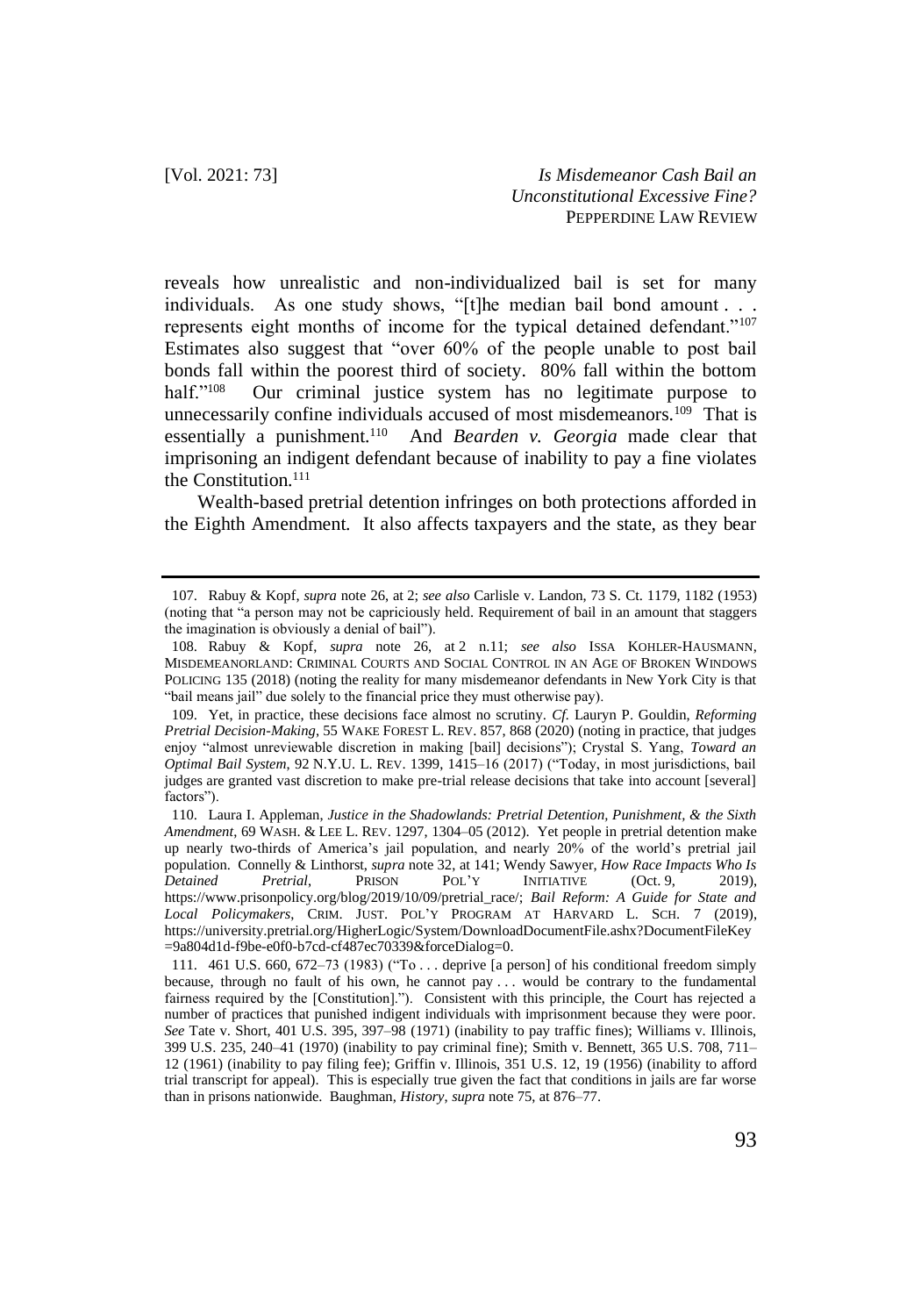reveals how unrealistic and non-individualized bail is set for many individuals. As one study shows, "[t]he median bail bond amount . . . represents eight months of income for the typical detained defendant."[107] Estimates also suggest that "over 60% of the people unable to post bail bonds fall within the poorest third of society. 80% fall within the bottom half."[108] Our criminal justice system has no legitimate purpose to unnecessarily confine individuals accused of most misdemeanors.[109] That is essentially a punishment.[110] And *Bearden v. Georgia* made clear that imprisoning an indigent defendant because of inability to pay a fine violates the Constitution.[111]

Wealth-based pretrial detention infringes on both protections afforded in the Eighth Amendment. It also affects taxpayers and the state, as they bear

---

107. Rabuy & Kopf, *supra* note 26, at 2; *see also* Carlisle v. Landon, 73 S. Ct. 1179, 1182 (1953) (noting that "a person may not be capriciously held. Requirement of bail in an amount that staggers the imagination is obviously a denial of bail").

108. Rabuy & Kopf, *supra* note 26, at 2 n.11; *see also* ISSA KOHLER-HAUSMANN, MISDEMEANORLAND: CRIMINAL COURTS AND SOCIAL CONTROL IN AN AGE OF BROKEN WINDOWS POLICING 135 (2018) (noting the reality for many misdemeanor defendants in New York City is that "bail means jail" due solely to the financial price they must otherwise pay).

109. Yet, in practice, these decisions face almost no scrutiny. *Cf.* Lauryn P. Gouldin, *Reforming Pretrial Decision-Making*, 55 WAKE FOREST L. REV. 857, 868 (2020) (noting in practice, that judges enjoy "almost unreviewable discretion in making [bail] decisions"); Crystal S. Yang, *Toward an Optimal Bail System*, 92 N.Y.U. L. REV. 1399, 1415–16 (2017) ("Today, in most jurisdictions, bail judges are granted vast discretion to make pre-trial release decisions that take into account [several] factors").

110. Laura I. Appleman, *Justice in the Shadowlands: Pretrial Detention, Punishment, & the Sixth Amendment*, 69 WASH. & LEE L. REV. 1297, 1304–05 (2012). Yet people in pretrial detention make up nearly two-thirds of America's jail population, and nearly 20% of the world's pretrial jail population. Connelly & Linthorst, *supra* note 32, at 141; Wendy Sawyer, *How Race Impacts Who Is Detained Pretrial*, PRISON POL'Y INITIATIVE (Oct. 9, 2019), https://www.prisonpolicy.org/blog/2019/10/09/pretrial_race/; *Bail Reform: A Guide for State and Local Policymakers*, CRIM. JUST. POL'Y PROGRAM AT HARVARD L. SCH. 7 (2019), https://university.pretrial.org/HigherLogic/System/DownloadDocumentFile.ashx?DocumentFileKey=9a804d1d-f9be-e0f0-b7cd-cf487ec70339&forceDialog=0.

111. 461 U.S. 660, 672–73 (1983) ("To . . . deprive [a person] of his conditional freedom simply because, through no fault of his own, he cannot pay . . . would be contrary to the fundamental fairness required by the [Constitution]."). Consistent with this principle, the Court has rejected a number of practices that punished indigent individuals with imprisonment because they were poor. *See* Tate v. Short, 401 U.S. 395, 397–98 (1971) (inability to pay traffic fines); Williams v. Illinois, 399 U.S. 235, 240–41 (1970) (inability to pay criminal fine); Smith v. Bennett, 365 U.S. 708, 711–12 (1961) (inability to pay filing fee); Griffin v. Illinois, 351 U.S. 12, 19 (1956) (inability to afford trial transcript for appeal). This is especially true given the fact that conditions in jails are far worse than in prisons nationwide. Baughman, *History*, *supra* note 75, at 876–77.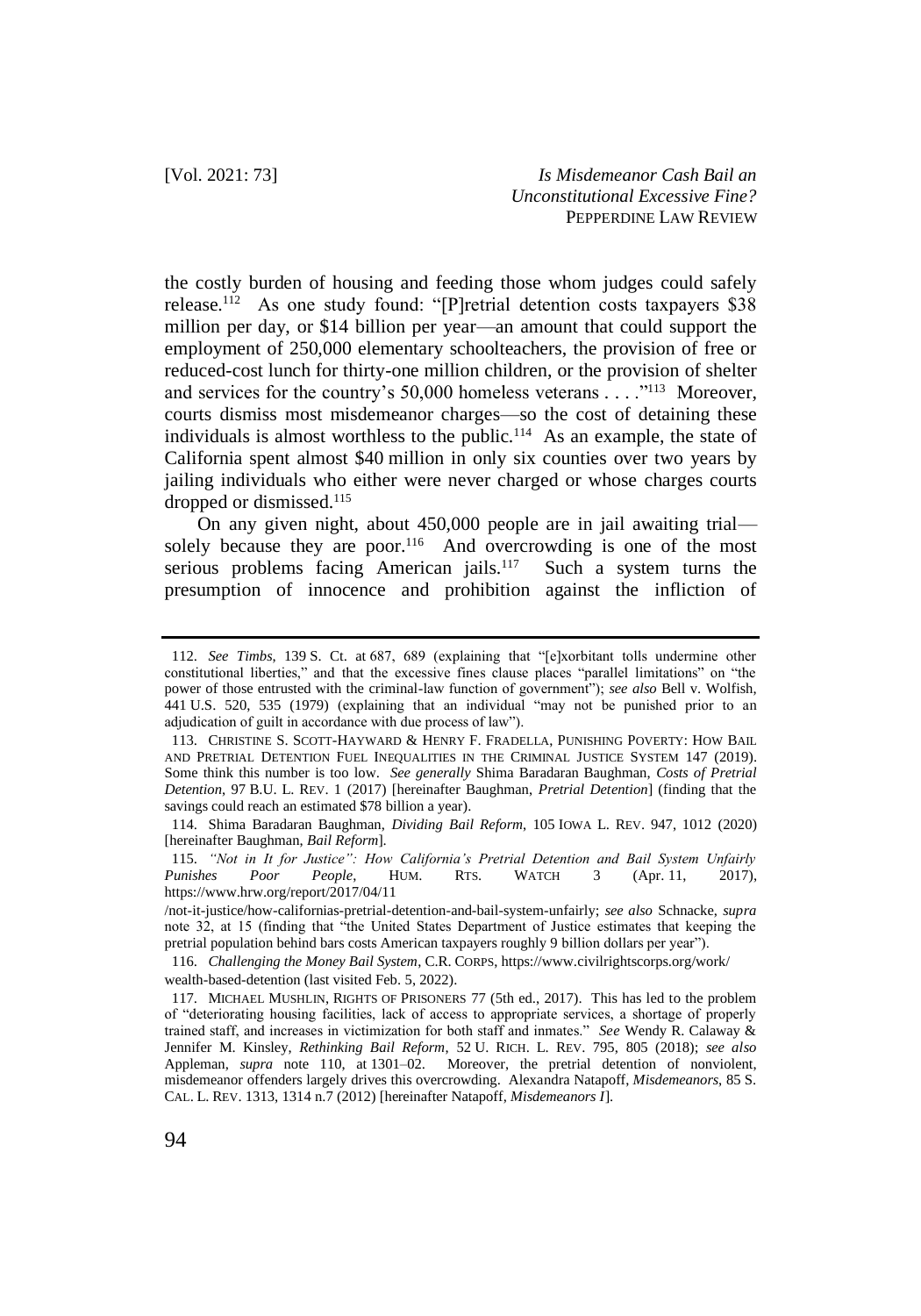the costly burden of housing and feeding those whom judges could safely release.[112] As one study found: "[P]retrial detention costs taxpayers $38 million per day, or $14 billion per year—an amount that could support the employment of 250,000 elementary schoolteachers, the provision of free or reduced-cost lunch for thirty-one million children, or the provision of shelter and services for the country's 50,000 homeless veterans . . . ."[113] Moreover, courts dismiss most misdemeanor charges—so the cost of detaining these individuals is almost worthless to the public.[114] As an example, the state of California spent almost $40 million in only six counties over two years by jailing individuals who either were never charged or whose charges courts dropped or dismissed.[115]

On any given night, about 450,000 people are in jail awaiting trial—solely because they are poor.[116] And overcrowding is one of the most serious problems facing American jails.[117] Such a system turns the presumption of innocence and prohibition against the infliction of

---

112. *See Timbs*, 139 S. Ct. at 687, 689 (explaining that "[e]xorbitant tolls undermine other constitutional liberties," and that the excessive fines clause places "parallel limitations" on "the power of those entrusted with the criminal-law function of government"); *see also* Bell v. Wolfish, 441 U.S. 520, 535 (1979) (explaining that an individual "may not be punished prior to an adjudication of guilt in accordance with due process of law").

113. CHRISTINE S. SCOTT-HAYWARD & HENRY F. FRADELLA, PUNISHING POVERTY: HOW BAIL AND PRETRIAL DETENTION FUEL INEQUALITIES IN THE CRIMINAL JUSTICE SYSTEM 147 (2019). Some think this number is too low. *See generally* Shima Baradaran Baughman, *Costs of Pretrial Detention*, 97 B.U. L. REV. 1 (2017) [hereinafter Baughman, *Pretrial Detention*] (finding that the savings could reach an estimated $78 billion a year).

114. Shima Baradaran Baughman, *Dividing Bail Reform*, 105 IOWA L. REV. 947, 1012 (2020) [hereinafter Baughman, *Bail Reform*].

115. *"Not in It for Justice": How California's Pretrial Detention and Bail System Unfairly Punishes Poor People*, HUM. RTS. WATCH 3 (Apr. 11, 2017), https://www.hrw.org/report/2017/04/11/not-it-justice/how-californias-pretrial-detention-and-bail-system-unfairly; *see also* Schnacke, *supra* note 32, at 15 (finding that "the United States Department of Justice estimates that keeping the pretrial population behind bars costs American taxpayers roughly 9 billion dollars per year").

116. *Challenging the Money Bail System*, C.R. CORPS, https://www.civilrightscorps.org/work/wealth-based-detention (last visited Feb. 5, 2022).

117. MICHAEL MUSHLIN, RIGHTS OF PRISONERS 77 (5th ed., 2017). This has led to the problem of "deteriorating housing facilities, lack of access to appropriate services, a shortage of properly trained staff, and increases in victimization for both staff and inmates." *See* Wendy R. Calaway & Jennifer M. Kinsley, *Rethinking Bail Reform*, 52 U. RICH. L. REV. 795, 805 (2018); *see also* Appleman, *supra* note 110, at 1301–02. Moreover, the pretrial detention of nonviolent, misdemeanor offenders largely drives this overcrowding. Alexandra Natapoff, *Misdemeanors*, 85 S. CAL. L. REV. 1313, 1314 n.7 (2012) [hereinafter Natapoff, *Misdemeanors I*].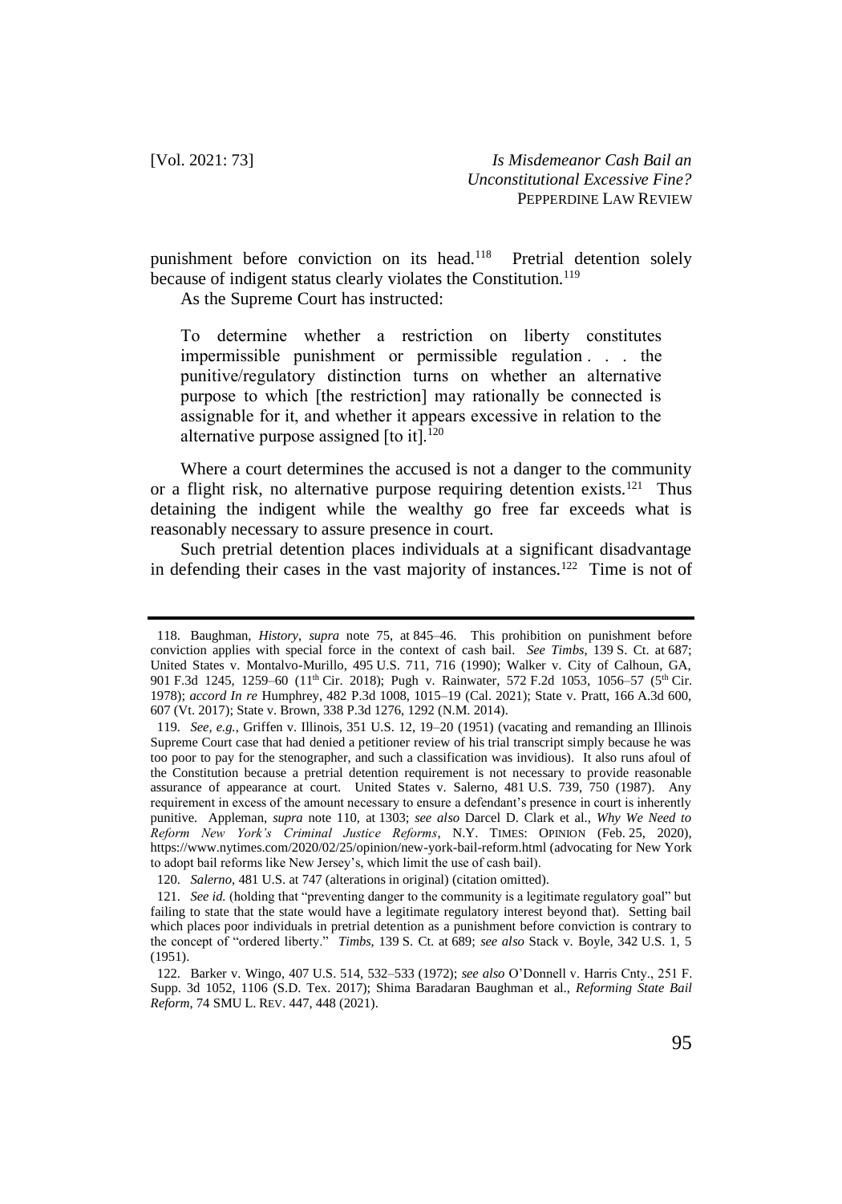punishment before conviction on its head.[118] Pretrial detention solely because of indigent status clearly violates the Constitution.[119]

As the Supreme Court has instructed:

> To determine whether a restriction on liberty constitutes impermissible punishment or permissible regulation . . . the punitive/regulatory distinction turns on whether an alternative purpose to which [the restriction] may rationally be connected is assignable for it, and whether it appears excessive in relation to the alternative purpose assigned [to it].[120]

Where a court determines the accused is not a danger to the community or a flight risk, no alternative purpose requiring detention exists.[121] Thus detaining the indigent while the wealthy go free far exceeds what is reasonably necessary to assure presence in court.

Such pretrial detention places individuals at a significant disadvantage in defending their cases in the vast majority of instances.[122] Time is not of

---

118. Baughman, *History*, *supra* note 75, at 845–46. This prohibition on punishment before conviction applies with special force in the context of cash bail. *See Timbs*, 139 S. Ct. at 687; United States v. Montalvo-Murillo, 495 U.S. 711, 716 (1990); Walker v. City of Calhoun, GA, 901 F.3d 1245, 1259–60 (11th Cir. 2018); Pugh v. Rainwater, 572 F.2d 1053, 1056–57 (5th Cir. 1978); *accord In re* Humphrey, 482 P.3d 1008, 1015–19 (Cal. 2021); State v. Pratt, 166 A.3d 600, 607 (Vt. 2017); State v. Brown, 338 P.3d 1276, 1292 (N.M. 2014).

119. *See, e.g.*, Griffen v. Illinois, 351 U.S. 12, 19–20 (1951) (vacating and remanding an Illinois Supreme Court case that had denied a petitioner review of his trial transcript simply because he was too poor to pay for the stenographer, and such a classification was invidious). It also runs afoul of the Constitution because a pretrial detention requirement is not necessary to provide reasonable assurance of appearance at court. United States v. Salerno, 481 U.S. 739, 750 (1987). Any requirement in excess of the amount necessary to ensure a defendant's presence in court is inherently punitive. Appleman, *supra* note 110, at 1303; *see also* Darcel D. Clark et al., *Why We Need to Reform New York's Criminal Justice Reforms*, N.Y. TIMES: OPINION (Feb. 25, 2020), https://www.nytimes.com/2020/02/25/opinion/new-york-bail-reform.html (advocating for New York to adopt bail reforms like New Jersey's, which limit the use of cash bail).

120. *Salerno*, 481 U.S. at 747 (alterations in original) (citation omitted).

121. *See id.* (holding that "preventing danger to the community is a legitimate regulatory goal" but failing to state that the state would have a legitimate regulatory interest beyond that). Setting bail which places poor individuals in pretrial detention as a punishment before conviction is contrary to the concept of "ordered liberty." *Timbs*, 139 S. Ct. at 689; *see also* Stack v. Boyle, 342 U.S. 1, 5 (1951).

122. Barker v. Wingo, 407 U.S. 514, 532–533 (1972); *see also* O'Donnell v. Harris Cnty., 251 F. Supp. 3d 1052, 1106 (S.D. Tex. 2017); Shima Baradaran Baughman et al., *Reforming State Bail Reform*, 74 SMU L. REV. 447, 448 (2021).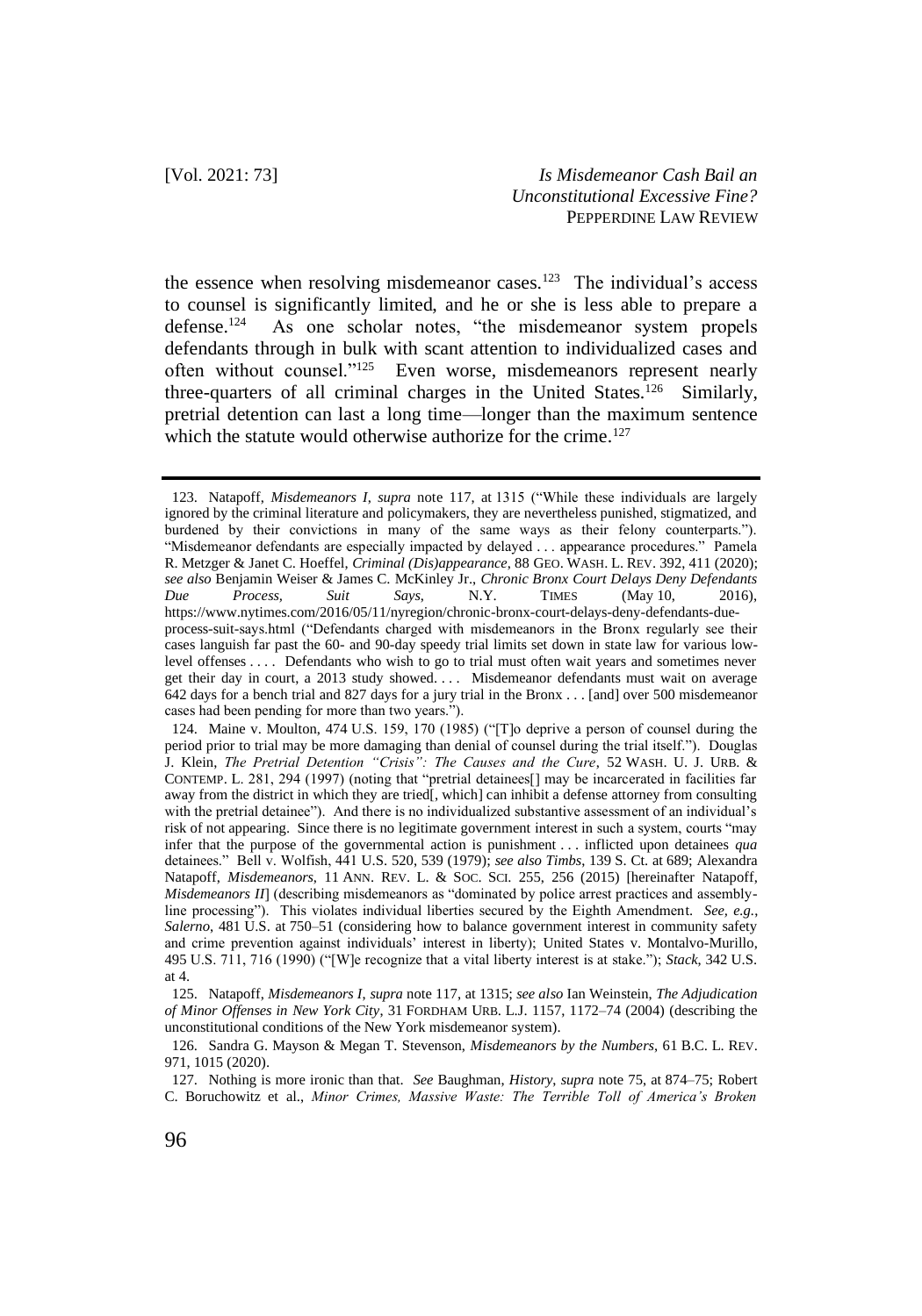the essence when resolving misdemeanor cases.[123] The individual's access to counsel is significantly limited, and he or she is less able to prepare a defense.[124] As one scholar notes, "the misdemeanor system propels defendants through in bulk with scant attention to individualized cases and often without counsel."[125] Even worse, misdemeanors represent nearly three-quarters of all criminal charges in the United States.[126] Similarly, pretrial detention can last a long time—longer than the maximum sentence which the statute would otherwise authorize for the crime.[127]

---

123. Natapoff, *Misdemeanors I*, *supra* note 117, at 1315 ("While these individuals are largely ignored by the criminal literature and policymakers, they are nevertheless punished, stigmatized, and burdened by their convictions in many of the same ways as their felony counterparts."). "Misdemeanor defendants are especially impacted by delayed . . . appearance procedures." Pamela R. Metzger & Janet C. Hoeffel, *Criminal (Dis)appearance*, 88 GEO. WASH. L. REV. 392, 411 (2020); *see also* Benjamin Weiser & James C. McKinley Jr., *Chronic Bronx Court Delays Deny Defendants Due Process, Suit Says*, N.Y. TIMES (May 10, 2016), https://www.nytimes.com/2016/05/11/nyregion/chronic-bronx-court-delays-deny-defendants-due-process-suit-says.html ("Defendants charged with misdemeanors in the Bronx regularly see their cases languish far past the 60- and 90-day speedy trial limits set down in state law for various low-level offenses . . . . Defendants who wish to go to trial must often wait years and sometimes never get their day in court, a 2013 study showed. . . . Misdemeanor defendants must wait on average 642 days for a bench trial and 827 days for a jury trial in the Bronx . . . [and] over 500 misdemeanor cases had been pending for more than two years.").

124. Maine v. Moulton, 474 U.S. 159, 170 (1985) ("[T]o deprive a person of counsel during the period prior to trial may be more damaging than denial of counsel during the trial itself."). Douglas J. Klein, *The Pretrial Detention "Crisis": The Causes and the Cure*, 52 WASH. U. J. URB. & CONTEMP. L. 281, 294 (1997) (noting that "pretrial detainees[] may be incarcerated in facilities far away from the district in which they are tried[, which] can inhibit a defense attorney from consulting with the pretrial detainee"). And there is no individualized substantive assessment of an individual's risk of not appearing. Since there is no legitimate government interest in such a system, courts "may infer that the purpose of the governmental action is punishment . . . inflicted upon detainees *qua* detainees." Bell v. Wolfish, 441 U.S. 520, 539 (1979); *see also Timbs*, 139 S. Ct. at 689; Alexandra Natapoff, *Misdemeanors*, 11 ANN. REV. L. & SOC. SCI. 255, 256 (2015) [hereinafter Natapoff, *Misdemeanors II*] (describing misdemeanors as "dominated by police arrest practices and assembly-line processing"). This violates individual liberties secured by the Eighth Amendment. *See, e.g.*, *Salerno*, 481 U.S. at 750–51 (considering how to balance government interest in community safety and crime prevention against individuals' interest in liberty); United States v. Montalvo-Murillo, 495 U.S. 711, 716 (1990) ("[W]e recognize that a vital liberty interest is at stake."); *Stack*, 342 U.S. at 4.

125. Natapoff, *Misdemeanors I*, *supra* note 117, at 1315; *see also* Ian Weinstein, *The Adjudication of Minor Offenses in New York City*, 31 FORDHAM URB. L.J. 1157, 1172–74 (2004) (describing the unconstitutional conditions of the New York misdemeanor system).

126. Sandra G. Mayson & Megan T. Stevenson, *Misdemeanors by the Numbers*, 61 B.C. L. REV. 971, 1015 (2020).

127. Nothing is more ironic than that. *See* Baughman, *History*, *supra* note 75, at 874–75; Robert C. Boruchowitz et al., *Minor Crimes, Massive Waste: The Terrible Toll of America's Broken*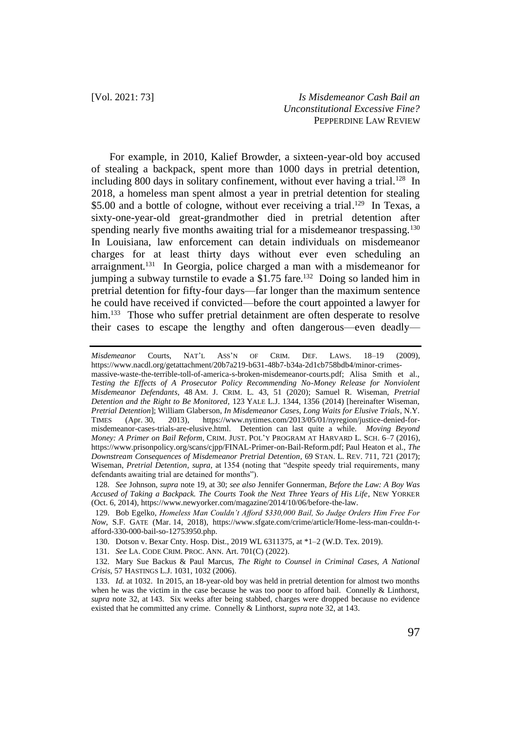For example, in 2010, Kalief Browder, a sixteen-year-old boy accused of stealing a backpack, spent more than 1000 days in pretrial detention, including 800 days in solitary confinement, without ever having a trial.[128] In 2018, a homeless man spent almost a year in pretrial detention for stealing $5.00 and a bottle of cologne, without ever receiving a trial.[129] In Texas, a sixty-one-year-old great-grandmother died in pretrial detention after spending nearly five months awaiting trial for a misdemeanor trespassing.[130] In Louisiana, law enforcement can detain individuals on misdemeanor charges for at least thirty days without ever even scheduling an arraignment.[131] In Georgia, police charged a man with a misdemeanor for jumping a subway turnstile to evade a $1.75 fare.[132] Doing so landed him in pretrial detention for fifty-four days—far longer than the maximum sentence he could have received if convicted—before the court appointed a lawyer for him.[133] Those who suffer pretrial detainment are often desperate to resolve their cases to escape the lengthy and often dangerous—even deadly—

---

*Misdemeanor* Courts, NAT'L ASS'N OF CRIM. DEF. LAWS. 18–19 (2009), https://www.nacdl.org/getattachment/20b7a219-b631-48b7-b34a-2d1cb758bdb4/minor-crimes-massive-waste-the-terrible-toll-of-america-s-broken-misdemeanor-courts.pdf; Alisa Smith et al., *Testing the Effects of A Prosecutor Policy Recommending No-Money Release for Nonviolent Misdemeanor Defendants*, 48 AM. J. CRIM. L. 43, 51 (2020); Samuel R. Wiseman, *Pretrial Detention and the Right to Be Monitored*, 123 YALE L.J. 1344, 1356 (2014) [hereinafter Wiseman, *Pretrial Detention*]; William Glaberson, *In Misdemeanor Cases, Long Waits for Elusive Trials*, N.Y. TIMES (Apr. 30, 2013), https://www.nytimes.com/2013/05/01/nyregion/justice-denied-for-misdemeanor-cases-trials-are-elusive.html. Detention can last quite a while. *Moving Beyond Money: A Primer on Bail Reform*, CRIM. JUST. POL'Y PROGRAM AT HARVARD L. SCH. 6–7 (2016), https://www.prisonpolicy.org/scans/cjpp/FINAL-Primer-on-Bail-Reform.pdf; Paul Heaton et al., *The Downstream Consequences of Misdemeanor Pretrial Detention*, 69 STAN. L. REV. 711, 721 (2017); Wiseman, *Pretrial Detention*, *supra*, at 1354 (noting that "despite speedy trial requirements, many defendants awaiting trial are detained for months").

128. *See* Johnson, *supra* note 19, at 30; *see also* Jennifer Gonnerman, *Before the Law: A Boy Was Accused of Taking a Backpack. The Courts Took the Next Three Years of His Life*, NEW YORKER (Oct. 6, 2014), https://www.newyorker.com/magazine/2014/10/06/before-the-law.

129. Bob Egelko, *Homeless Man Couldn't Afford $330,000 Bail, So Judge Orders Him Free For Now*, S.F. GATE (Mar. 14, 2018), https://www.sfgate.com/crime/article/Home-less-man-couldn-t-afford-330-000-bail-so-12753950.php.

130. Dotson v. Bexar Cnty. Hosp. Dist., 2019 WL 6311375, at *1–2 (W.D. Tex. 2019).

131. *See* LA. CODE CRIM. PROC. ANN. Art. 701(C) (2022).

132. Mary Sue Backus & Paul Marcus, *The Right to Counsel in Criminal Cases, A National Crisis*, 57 HASTINGS L.J. 1031, 1032 (2006).

133. *Id.* at 1032. In 2015, an 18-year-old boy was held in pretrial detention for almost two months when he was the victim in the case because he was too poor to afford bail. Connelly & Linthorst, *supra* note 32, at 143. Six weeks after being stabbed, charges were dropped because no evidence existed that he committed any crime. Connelly & Linthorst, *supra* note 32, at 143.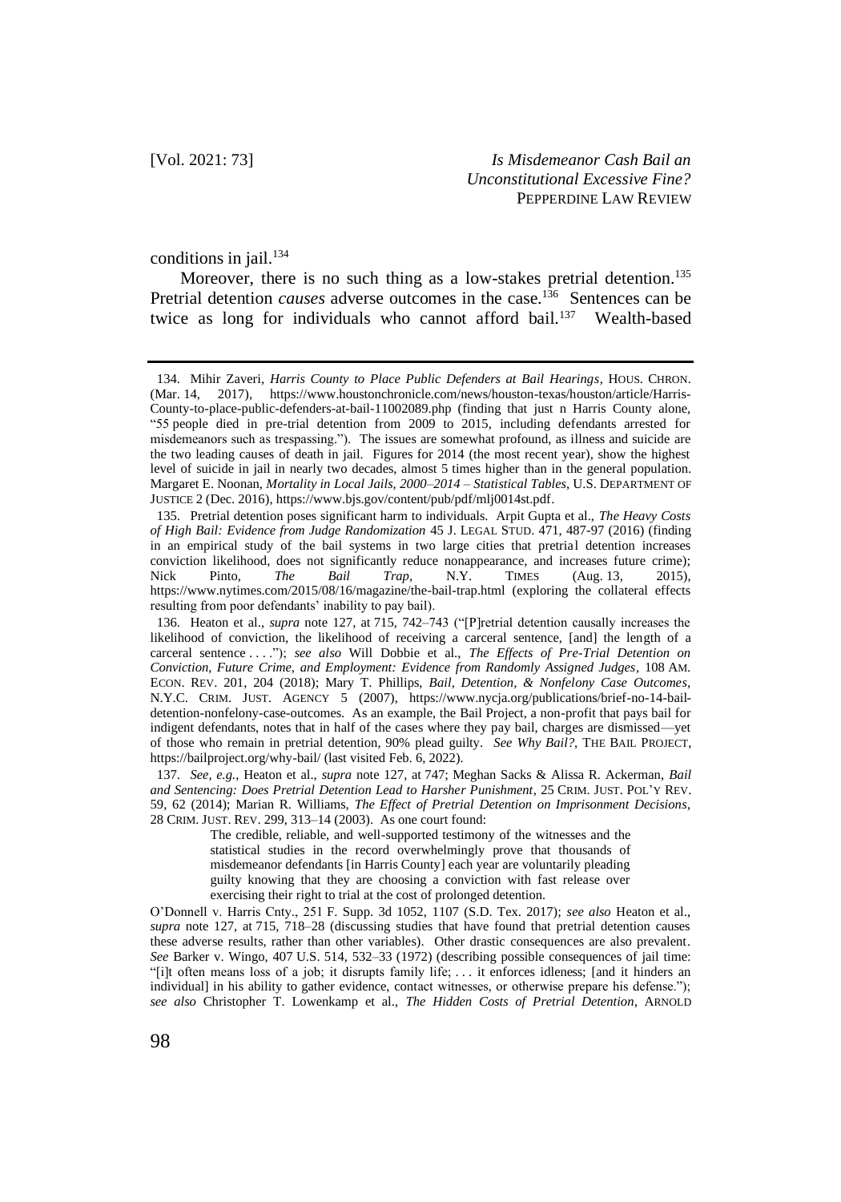conditions in jail.[134]

Moreover, there is no such thing as a low-stakes pretrial detention.[135] Pretrial detention *causes* adverse outcomes in the case.[136] Sentences can be twice as long for individuals who cannot afford bail.[137] Wealth-based

---

134. Mihir Zaveri, *Harris County to Place Public Defenders at Bail Hearings*, HOUS. CHRON. (Mar. 14, 2017), https://www.houstonchronicle.com/news/houston-texas/houston/article/Harris-County-to-place-public-defenders-at-bail-11002089.php (finding that just n Harris County alone, "55 people died in pre-trial detention from 2009 to 2015, including defendants arrested for misdemeanors such as trespassing."). The issues are somewhat profound, as illness and suicide are the two leading causes of death in jail. Figures for 2014 (the most recent year), show the highest level of suicide in jail in nearly two decades, almost 5 times higher than in the general population. Margaret E. Noonan, *Mortality in Local Jails, 2000–2014 – Statistical Tables*, U.S. DEPARTMENT OF JUSTICE 2 (Dec. 2016), https://www.bjs.gov/content/pub/pdf/mlj0014st.pdf.

135. Pretrial detention poses significant harm to individuals. Arpit Gupta et al., *The Heavy Costs of High Bail: Evidence from Judge Randomization* 45 J. LEGAL STUD. 471, 487-97 (2016) (finding in an empirical study of the bail systems in two large cities that pretrial detention increases conviction likelihood, does not significantly reduce nonappearance, and increases future crime); Nick Pinto, *The Bail Trap*, N.Y. TIMES (Aug. 13, 2015), https://www.nytimes.com/2015/08/16/magazine/the-bail-trap.html (exploring the collateral effects resulting from poor defendants' inability to pay bail).

136. Heaton et al., *supra* note 127, at 715, 742–743 ("[P]retrial detention causally increases the likelihood of conviction, the likelihood of receiving a carceral sentence, [and] the length of a carceral sentence . . . ."); *see also* Will Dobbie et al., *The Effects of Pre-Trial Detention on Conviction, Future Crime, and Employment: Evidence from Randomly Assigned Judges*, 108 AM. ECON. REV. 201, 204 (2018); Mary T. Phillips, *Bail, Detention, & Nonfelony Case Outcomes*, N.Y.C. CRIM. JUST. AGENCY 5 (2007), https://www.nycja.org/publications/brief-no-14-bail-detention-nonfelony-case-outcomes. As an example, the Bail Project, a non-profit that pays bail for indigent defendants, notes that in half of the cases where they pay bail, charges are dismissed—yet of those who remain in pretrial detention, 90% plead guilty. *See Why Bail?*, THE BAIL PROJECT, https://bailproject.org/why-bail/ (last visited Feb. 6, 2022).

137. *See, e.g.*, Heaton et al., *supra* note 127, at 747; Meghan Sacks & Alissa R. Ackerman, *Bail and Sentencing: Does Pretrial Detention Lead to Harsher Punishment*, 25 CRIM. JUST. POL'Y REV. 59, 62 (2014); Marian R. Williams, *The Effect of Pretrial Detention on Imprisonment Decisions*, 28 CRIM. JUST. REV. 299, 313–14 (2003). As one court found:

> The credible, reliable, and well-supported testimony of the witnesses and the statistical studies in the record overwhelmingly prove that thousands of misdemeanor defendants [in Harris County] each year are voluntarily pleading guilty knowing that they are choosing a conviction with fast release over exercising their right to trial at the cost of prolonged detention.

O'Donnell v. Harris Cnty., 251 F. Supp. 3d 1052, 1107 (S.D. Tex. 2017); *see also* Heaton et al., *supra* note 127, at 715, 718–28 (discussing studies that have found that pretrial detention causes these adverse results, rather than other variables). Other drastic consequences are also prevalent. *See* Barker v. Wingo, 407 U.S. 514, 532–33 (1972) (describing possible consequences of jail time: "[i]t often means loss of a job; it disrupts family life; . . . it enforces idleness; [and it hinders an individual] in his ability to gather evidence, contact witnesses, or otherwise prepare his defense."); *see also* Christopher T. Lowenkamp et al., *The Hidden Costs of Pretrial Detention*, ARNOLD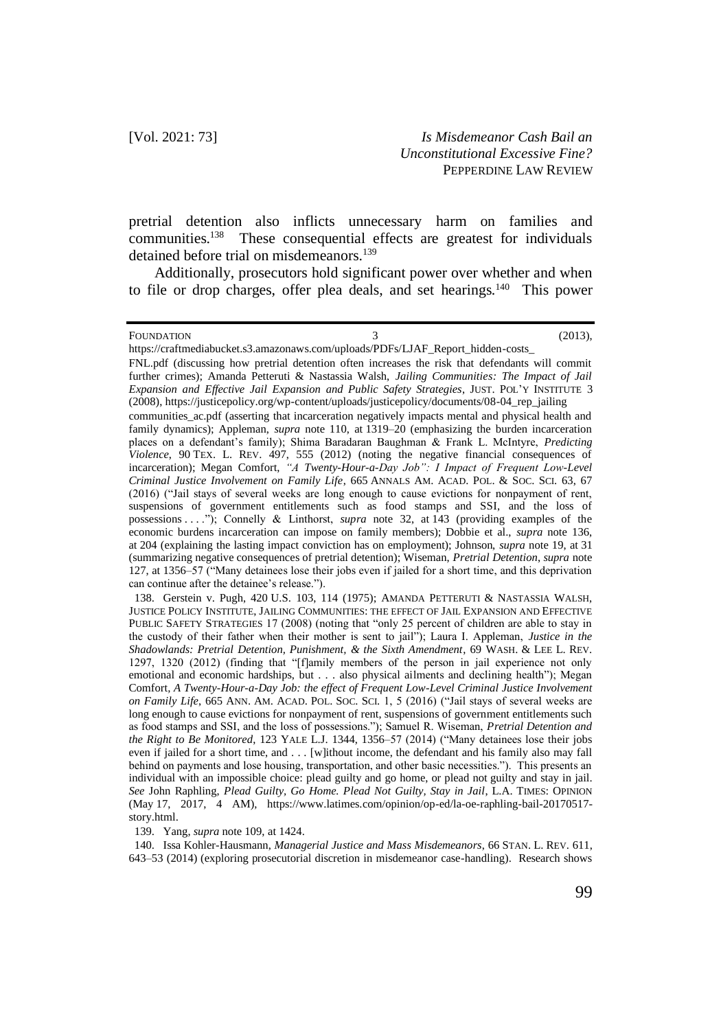pretrial detention also inflicts unnecessary harm on families and communities.[138] These consequential effects are greatest for individuals detained before trial on misdemeanors.[139]

Additionally, prosecutors hold significant power over whether and when to file or drop charges, offer plea deals, and set hearings.[140] This power

---

FOUNDATION 3 (2013), https://craftmediabucket.s3.amazonaws.com/uploads/PDFs/LJAF_Report_hidden-costs_FNL.pdf (discussing how pretrial detention often increases the risk that defendants will commit further crimes); Amanda Petteruti & Nastassia Walsh, *Jailing Communities: The Impact of Jail Expansion and Effective Jail Expansion and Public Safety Strategies*, JUST. POL'Y INSTITUTE 3 (2008), https://justicepolicy.org/wp-content/uploads/justicepolicy/documents/08-04_rep_jailing communities_ac.pdf (asserting that incarceration negatively impacts mental and physical health and family dynamics); Appleman, *supra* note 110, at 1319–20 (emphasizing the burden incarceration places on a defendant's family); Shima Baradaran Baughman & Frank L. McIntyre, *Predicting Violence*, 90 TEX. L. REV. 497, 555 (2012) (noting the negative financial consequences of incarceration); Megan Comfort, *"A Twenty-Hour-a-Day Job": I Impact of Frequent Low-Level Criminal Justice Involvement on Family Life*, 665 ANNALS AM. ACAD. POL. & SOC. SCI. 63, 67 (2016) ("Jail stays of several weeks are long enough to cause evictions for nonpayment of rent, suspensions of government entitlements such as food stamps and SSI, and the loss of possessions . . . ."); Connelly & Linthorst, *supra* note 32, at 143 (providing examples of the economic burdens incarceration can impose on family members); Dobbie et al., *supra* note 136, at 204 (explaining the lasting impact conviction has on employment); Johnson, *supra* note 19, at 31 (summarizing negative consequences of pretrial detention); Wiseman, *Pretrial Detention*, *supra* note 127, at 1356–57 ("Many detainees lose their jobs even if jailed for a short time, and this deprivation can continue after the detainee's release.").

138. Gerstein v. Pugh, 420 U.S. 103, 114 (1975); AMANDA PETTERUTI & NASTASSIA WALSH, JUSTICE POLICY INSTITUTE, JAILING COMMUNITIES: THE EFFECT OF JAIL EXPANSION AND EFFECTIVE PUBLIC SAFETY STRATEGIES 17 (2008) (noting that "only 25 percent of children are able to stay in the custody of their father when their mother is sent to jail"); Laura I. Appleman, *Justice in the Shadowlands: Pretrial Detention, Punishment, & the Sixth Amendment*, 69 WASH. & LEE L. REV. 1297, 1320 (2012) (finding that "[f]amily members of the person in jail experience not only emotional and economic hardships, but . . . also physical ailments and declining health"); Megan Comfort, *A Twenty-Hour-a-Day Job: the effect of Frequent Low-Level Criminal Justice Involvement on Family Life*, 665 ANN. AM. ACAD. POL. SOC. SCI. 1, 5 (2016) ("Jail stays of several weeks are long enough to cause evictions for nonpayment of rent, suspensions of government entitlements such as food stamps and SSI, and the loss of possessions."); Samuel R. Wiseman, *Pretrial Detention and the Right to Be Monitored*, 123 YALE L.J. 1344, 1356–57 (2014) ("Many detainees lose their jobs even if jailed for a short time, and . . . [w]ithout income, the defendant and his family also may fall behind on payments and lose housing, transportation, and other basic necessities."). This presents an individual with an impossible choice: plead guilty and go home, or plead not guilty and stay in jail. *See* John Raphling, *Plead Guilty, Go Home. Plead Not Guilty, Stay in Jail*, L.A. TIMES: OPINION (May 17, 2017, 4 AM), https://www.latimes.com/opinion/op-ed/la-oe-raphling-bail-20170517-story.html.

139. Yang, *supra* note 109, at 1424.

140. Issa Kohler-Hausmann, *Managerial Justice and Mass Misdemeanors*, 66 STAN. L. REV. 611, 643–53 (2014) (exploring prosecutorial discretion in misdemeanor case-handling). Research shows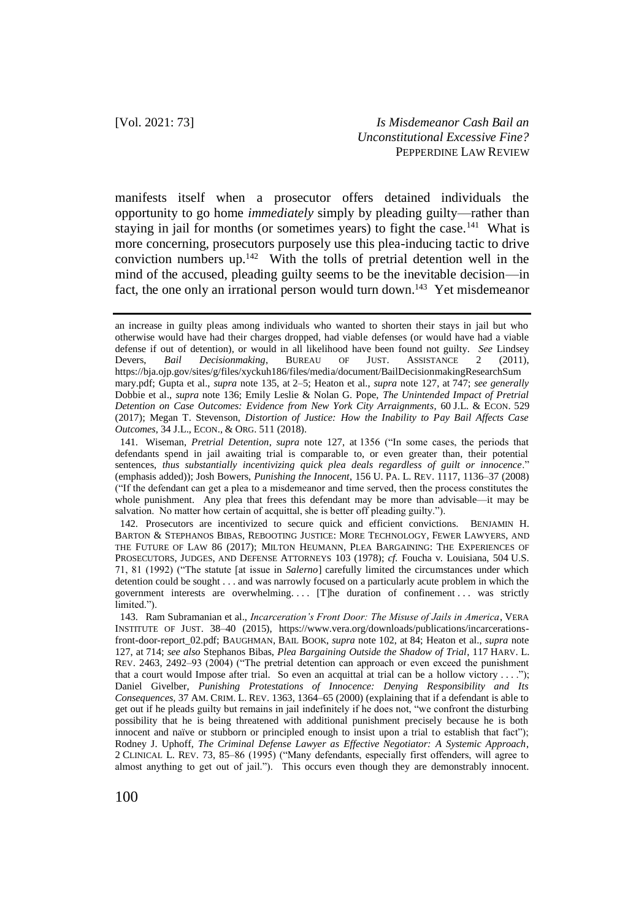manifests itself when a prosecutor offers detained individuals the opportunity to go home *immediately* simply by pleading guilty—rather than staying in jail for months (or sometimes years) to fight the case.[141] What is more concerning, prosecutors purposely use this plea-inducing tactic to drive conviction numbers up.[142] With the tolls of pretrial detention well in the mind of the accused, pleading guilty seems to be the inevitable decision—in fact, the one only an irrational person would turn down.[143] Yet misdemeanor

---

an increase in guilty pleas among individuals who wanted to shorten their stays in jail but who otherwise would have had their charges dropped, had viable defenses (or would have had a viable defense if out of detention), or would in all likelihood have been found not guilty. *See* Lindsey Devers, *Bail Decisionmaking*, BUREAU OF JUST. ASSISTANCE 2 (2011), https://bja.ojp.gov/sites/g/files/xyckuh186/files/media/document/BailDecisionmakingResearchSummary.pdf; Gupta et al., *supra* note 135, at 2–5; Heaton et al., *supra* note 127, at 747; *see generally* Dobbie et al., *supra* note 136; Emily Leslie & Nolan G. Pope, *The Unintended Impact of Pretrial Detention on Case Outcomes: Evidence from New York City Arraignments*, 60 J.L. & ECON. 529 (2017); Megan T. Stevenson, *Distortion of Justice: How the Inability to Pay Bail Affects Case Outcomes*, 34 J.L., ECON., & ORG. 511 (2018).

141. Wiseman, *Pretrial Detention*, *supra* note 127, at 1356 ("In some cases, the periods that defendants spend in jail awaiting trial is comparable to, or even greater than, their potential sentences, *thus substantially incentivizing quick plea deals regardless of guilt or innocence*." (emphasis added)); Josh Bowers, *Punishing the Innocent*, 156 U. PA. L. REV. 1117, 1136–37 (2008) ("If the defendant can get a plea to a misdemeanor and time served, then the process constitutes the whole punishment. Any plea that frees this defendant may be more than advisable—it may be salvation. No matter how certain of acquittal, she is better off pleading guilty.").

142. Prosecutors are incentivized to secure quick and efficient convictions. BENJAMIN H. BARTON & STEPHANOS BIBAS, REBOOTING JUSTICE: MORE TECHNOLOGY, FEWER LAWYERS, AND THE FUTURE OF LAW 86 (2017); MILTON HEUMANN, PLEA BARGAINING: THE EXPERIENCES OF PROSECUTORS, JUDGES, AND DEFENSE ATTORNEYS 103 (1978); *cf.* Foucha v. Louisiana, 504 U.S. 71, 81 (1992) ("The statute [at issue in *Salerno*] carefully limited the circumstances under which detention could be sought . . . and was narrowly focused on a particularly acute problem in which the government interests are overwhelming. . . . [T]he duration of confinement . . . was strictly limited.").

143. Ram Subramanian et al., *Incarceration's Front Door: The Misuse of Jails in America*, VERA INSTITUTE OF JUST. 38–40 (2015), https://www.vera.org/downloads/publications/incarcerations-front-door-report_02.pdf; BAUGHMAN, BAIL BOOK, *supra* note 102, at 84; Heaton et al., *supra* note 127, at 714; *see also* Stephanos Bibas, *Plea Bargaining Outside the Shadow of Trial*, 117 HARV. L. REV. 2463, 2492–93 (2004) ("The pretrial detention can approach or even exceed the punishment that a court would Impose after trial. So even an acquittal at trial can be a hollow victory . . . ."); Daniel Givelber, *Punishing Protestations of Innocence: Denying Responsibility and Its Consequences*, 37 AM. CRIM. L. REV. 1363, 1364–65 (2000) (explaining that if a defendant is able to get out if he pleads guilty but remains in jail indefinitely if he does not, "we confront the disturbing possibility that he is being threatened with additional punishment precisely because he is both innocent and naïve or stubborn or principled enough to insist upon a trial to establish that fact"); Rodney J. Uphoff, *The Criminal Defense Lawyer as Effective Negotiator: A Systemic Approach*, 2 CLINICAL L. REV. 73, 85–86 (1995) ("Many defendants, especially first offenders, will agree to almost anything to get out of jail."). This occurs even though they are demonstrably innocent.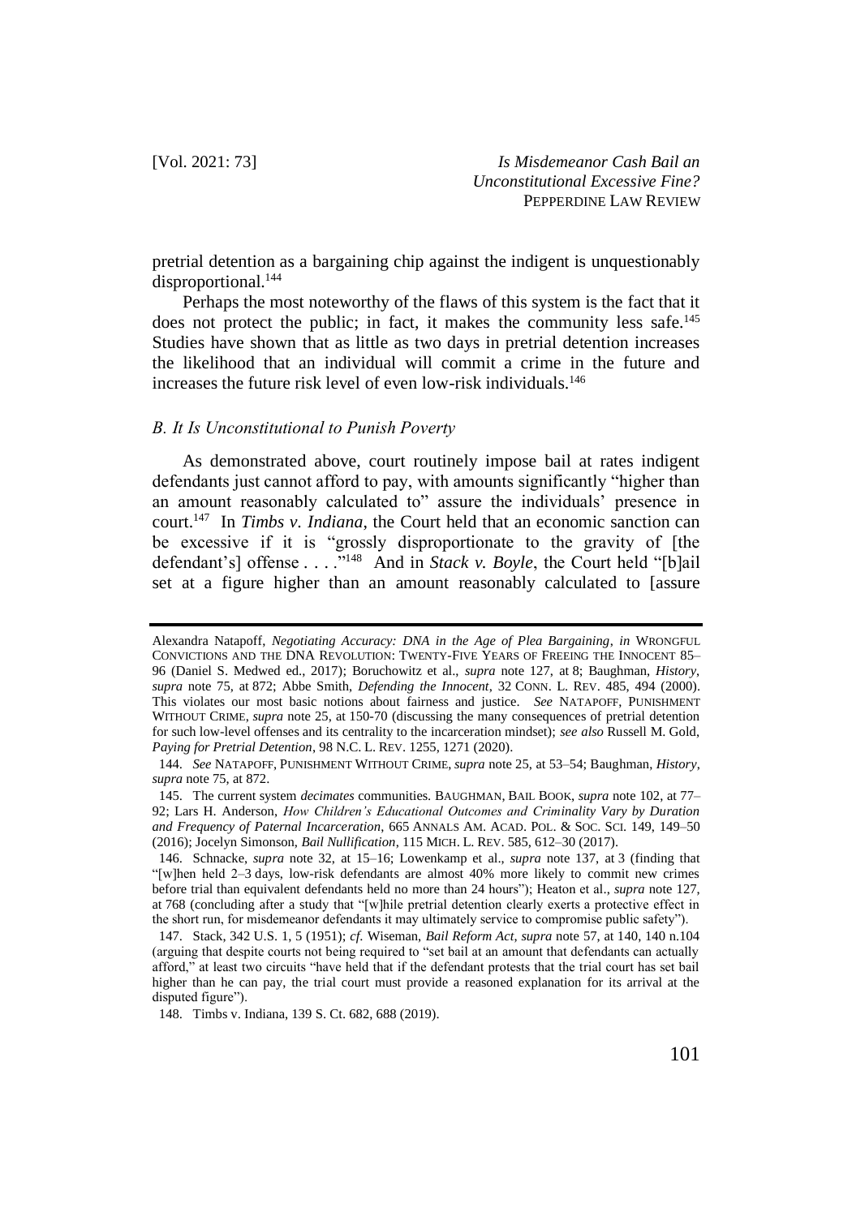pretrial detention as a bargaining chip against the indigent is unquestionably disproportional.[144]

Perhaps the most noteworthy of the flaws of this system is the fact that it does not protect the public; in fact, it makes the community less safe.[145] Studies have shown that as little as two days in pretrial detention increases the likelihood that an individual will commit a crime in the future and increases the future risk level of even low-risk individuals.[146]

### *B. It Is Unconstitutional to Punish Poverty*

As demonstrated above, court routinely impose bail at rates indigent defendants just cannot afford to pay, with amounts significantly "higher than an amount reasonably calculated to" assure the individuals' presence in court.[147] In *Timbs v. Indiana*, the Court held that an economic sanction can be excessive if it is "grossly disproportionate to the gravity of [the defendant's] offense . . . ."[148] And in *Stack v. Boyle*, the Court held "[b]ail set at a figure higher than an amount reasonably calculated to [assure

---

Alexandra Natapoff, *Negotiating Accuracy: DNA in the Age of Plea Bargaining*, *in* WRONGFUL CONVICTIONS AND THE DNA REVOLUTION: TWENTY-FIVE YEARS OF FREEING THE INNOCENT 85–96 (Daniel S. Medwed ed., 2017); Boruchowitz et al., *supra* note 127, at 8; Baughman, *History*, *supra* note 75, at 872; Abbe Smith, *Defending the Innocent*, 32 CONN. L. REV. 485, 494 (2000). This violates our most basic notions about fairness and justice. *See* NATAPOFF, PUNISHMENT WITHOUT CRIME, *supra* note 25, at 150-70 (discussing the many consequences of pretrial detention for such low-level offenses and its centrality to the incarceration mindset); *see also* Russell M. Gold, *Paying for Pretrial Detention*, 98 N.C. L. REV. 1255, 1271 (2020).

144. *See* NATAPOFF, PUNISHMENT WITHOUT CRIME, *supra* note 25, at 53–54; Baughman, *History*, *supra* note 75, at 872.

145. The current system *decimates* communities. BAUGHMAN, BAIL BOOK, *supra* note 102, at 77–92; Lars H. Anderson, *How Children's Educational Outcomes and Criminality Vary by Duration and Frequency of Paternal Incarceration*, 665 ANNALS AM. ACAD. POL. & SOC. SCI. 149, 149–50 (2016); Jocelyn Simonson, *Bail Nullification*, 115 MICH. L. REV. 585, 612–30 (2017).

146. Schnacke, *supra* note 32, at 15–16; Lowenkamp et al., *supra* note 137, at 3 (finding that "[w]hen held 2–3 days, low-risk defendants are almost 40% more likely to commit new crimes before trial than equivalent defendants held no more than 24 hours"); Heaton et al., *supra* note 127, at 768 (concluding after a study that "[w]hile pretrial detention clearly exerts a protective effect in the short run, for misdemeanor defendants it may ultimately service to compromise public safety").

147. Stack, 342 U.S. 1, 5 (1951); *cf.* Wiseman, *Bail Reform Act*, *supra* note 57, at 140, 140 n.104 (arguing that despite courts not being required to "set bail at an amount that defendants can actually afford," at least two circuits "have held that if the defendant protests that the trial court has set bail higher than he can pay, the trial court must provide a reasoned explanation for its arrival at the disputed figure").

148. Timbs v. Indiana, 139 S. Ct. 682, 688 (2019).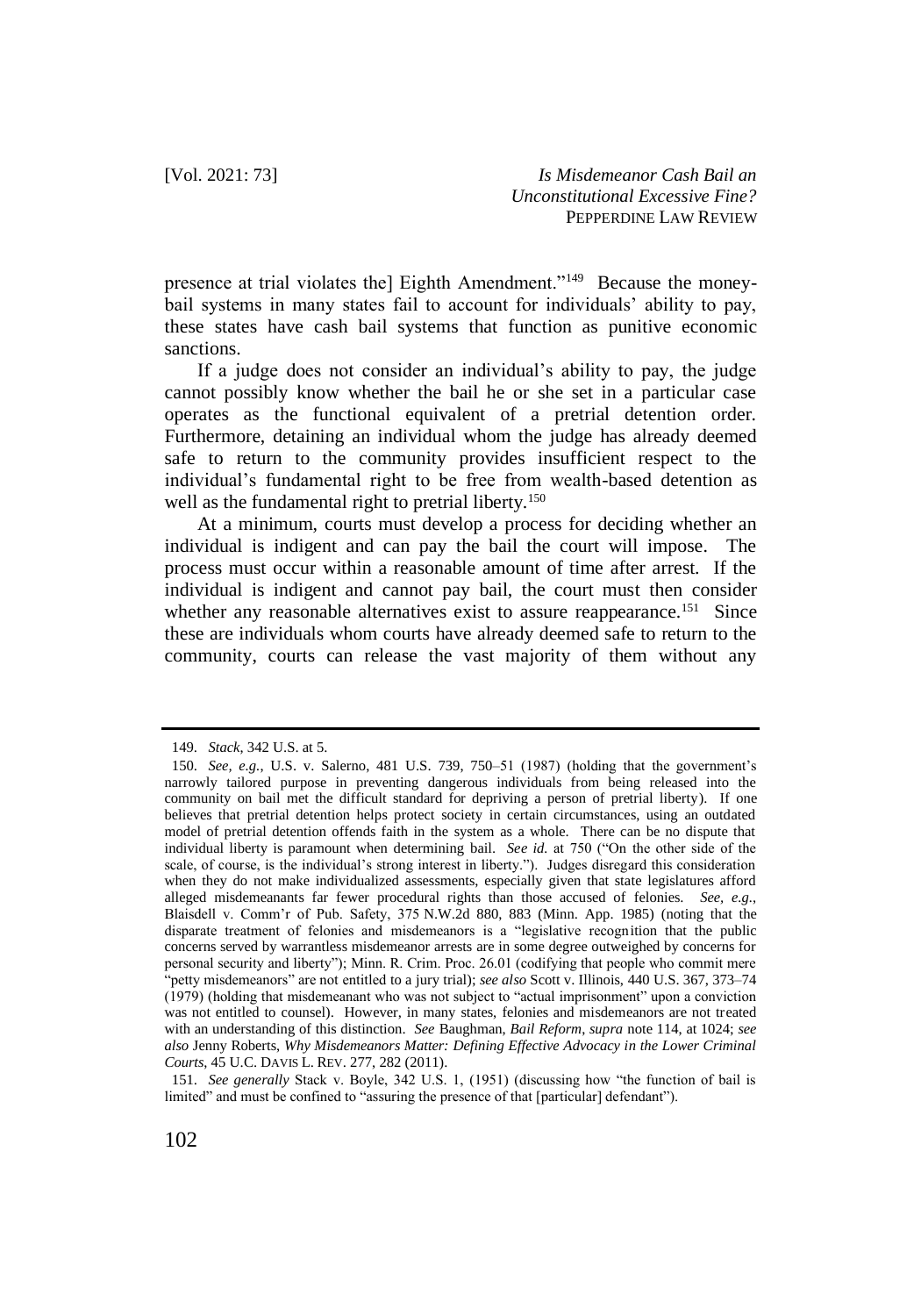presence at trial violates the] Eighth Amendment."[149] Because the money-bail systems in many states fail to account for individuals' ability to pay, these states have cash bail systems that function as punitive economic sanctions.

If a judge does not consider an individual's ability to pay, the judge cannot possibly know whether the bail he or she set in a particular case operates as the functional equivalent of a pretrial detention order. Furthermore, detaining an individual whom the judge has already deemed safe to return to the community provides insufficient respect to the individual's fundamental right to be free from wealth-based detention as well as the fundamental right to pretrial liberty.[150]

At a minimum, courts must develop a process for deciding whether an individual is indigent and can pay the bail the court will impose. The process must occur within a reasonable amount of time after arrest. If the individual is indigent and cannot pay bail, the court must then consider whether any reasonable alternatives exist to assure reappearance.[151] Since these are individuals whom courts have already deemed safe to return to the community, courts can release the vast majority of them without any

---

149. *Stack*, 342 U.S. at 5.

150. *See, e.g.*, U.S. v. Salerno, 481 U.S. 739, 750–51 (1987) (holding that the government's narrowly tailored purpose in preventing dangerous individuals from being released into the community on bail met the difficult standard for depriving a person of pretrial liberty). If one believes that pretrial detention helps protect society in certain circumstances, using an outdated model of pretrial detention offends faith in the system as a whole. There can be no dispute that individual liberty is paramount when determining bail. *See id.* at 750 ("On the other side of the scale, of course, is the individual's strong interest in liberty."). Judges disregard this consideration when they do not make individualized assessments, especially given that state legislatures afford alleged misdemeanants far fewer procedural rights than those accused of felonies. *See, e.g.*, Blaisdell v. Comm'r of Pub. Safety, 375 N.W.2d 880, 883 (Minn. App. 1985) (noting that the disparate treatment of felonies and misdemeanors is a "legislative recognition that the public concerns served by warrantless misdemeanor arrests are in some degree outweighed by concerns for personal security and liberty"); Minn. R. Crim. Proc. 26.01 (codifying that people who commit mere "petty misdemeanors" are not entitled to a jury trial); *see also* Scott v. Illinois, 440 U.S. 367, 373–74 (1979) (holding that misdemeanant who was not subject to "actual imprisonment" upon a conviction was not entitled to counsel). However, in many states, felonies and misdemeanors are not treated with an understanding of this distinction. *See* Baughman, *Bail Reform*, *supra* note 114, at 1024; *see also* Jenny Roberts, *Why Misdemeanors Matter: Defining Effective Advocacy in the Lower Criminal Courts*, 45 U.C. DAVIS L. REV. 277, 282 (2011).

151. *See generally* Stack v. Boyle, 342 U.S. 1, (1951) (discussing how "the function of bail is limited" and must be confined to "assuring the presence of that [particular] defendant").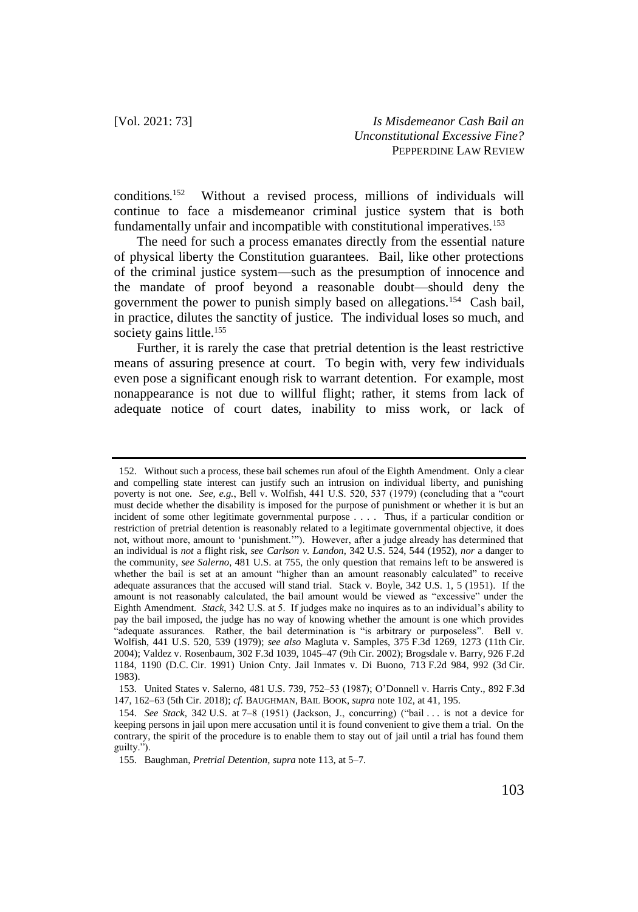conditions.[152] Without a revised process, millions of individuals will continue to face a misdemeanor criminal justice system that is both fundamentally unfair and incompatible with constitutional imperatives.[153]

The need for such a process emanates directly from the essential nature of physical liberty the Constitution guarantees. Bail, like other protections of the criminal justice system—such as the presumption of innocence and the mandate of proof beyond a reasonable doubt—should deny the government the power to punish simply based on allegations.[154] Cash bail, in practice, dilutes the sanctity of justice. The individual loses so much, and society gains little.[155]

Further, it is rarely the case that pretrial detention is the least restrictive means of assuring presence at court. To begin with, very few individuals even pose a significant enough risk to warrant detention. For example, most nonappearance is not due to willful flight; rather, it stems from lack of adequate notice of court dates, inability to miss work, or lack of

---

152. Without such a process, these bail schemes run afoul of the Eighth Amendment. Only a clear and compelling state interest can justify such an intrusion on individual liberty, and punishing poverty is not one. *See, e.g.*, Bell v. Wolfish, 441 U.S. 520, 537 (1979) (concluding that a "court must decide whether the disability is imposed for the purpose of punishment or whether it is but an incident of some other legitimate governmental purpose . . . . Thus, if a particular condition or restriction of pretrial detention is reasonably related to a legitimate governmental objective, it does not, without more, amount to 'punishment.'"). However, after a judge already has determined that an individual is *not* a flight risk, *see Carlson v. Landon*, 342 U.S. 524, 544 (1952), *nor* a danger to the community, *see Salerno*, 481 U.S. at 755, the only question that remains left to be answered is whether the bail is set at an amount "higher than an amount reasonably calculated" to receive adequate assurances that the accused will stand trial. Stack v. Boyle, 342 U.S. 1, 5 (1951). If the amount is not reasonably calculated, the bail amount would be viewed as "excessive" under the Eighth Amendment. *Stack*, 342 U.S. at 5. If judges make no inquires as to an individual's ability to pay the bail imposed, the judge has no way of knowing whether the amount is one which provides "adequate assurances. Rather, the bail determination is "is arbitrary or purposeless". Bell v. Wolfish, 441 U.S. 520, 539 (1979); *see also* Magluta v. Samples, 375 F.3d 1269, 1273 (11th Cir. 2004); Valdez v. Rosenbaum, 302 F.3d 1039, 1045–47 (9th Cir. 2002); Brogsdale v. Barry, 926 F.2d 1184, 1190 (D.C. Cir. 1991) Union Cnty. Jail Inmates v. Di Buono, 713 F.2d 984, 992 (3d Cir. 1983).

153. United States v. Salerno, 481 U.S. 739, 752–53 (1987); O'Donnell v. Harris Cnty., 892 F.3d 147, 162–63 (5th Cir. 2018); *cf.* BAUGHMAN, BAIL BOOK, *supra* note 102, at 41, 195.

154. *See Stack*, 342 U.S. at 7–8 (1951) (Jackson, J., concurring) ("bail . . . is not a device for keeping persons in jail upon mere accusation until it is found convenient to give them a trial. On the contrary, the spirit of the procedure is to enable them to stay out of jail until a trial has found them guilty.").

155. Baughman, *Pretrial Detention*, *supra* note 113, at 5–7.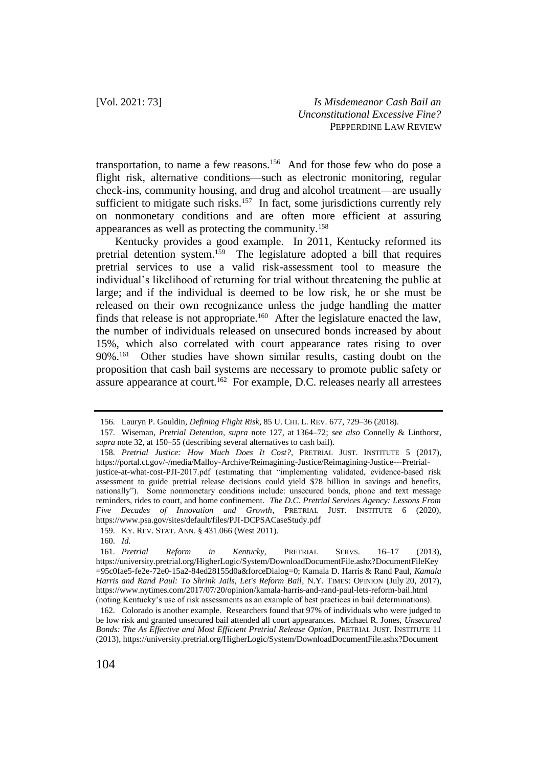transportation, to name a few reasons.[156] And for those few who do pose a flight risk, alternative conditions—such as electronic monitoring, regular check-ins, community housing, and drug and alcohol treatment—are usually sufficient to mitigate such risks.[157] In fact, some jurisdictions currently rely on nonmonetary conditions and are often more efficient at assuring appearances as well as protecting the community.[158]

Kentucky provides a good example. In 2011, Kentucky reformed its pretrial detention system.[159] The legislature adopted a bill that requires pretrial services to use a valid risk-assessment tool to measure the individual's likelihood of returning for trial without threatening the public at large; and if the individual is deemed to be low risk, he or she must be released on their own recognizance unless the judge handling the matter finds that release is not appropriate.[160] After the legislature enacted the law, the number of individuals released on unsecured bonds increased by about 15%, which also correlated with court appearance rates rising to over 90%.[161] Other studies have shown similar results, casting doubt on the proposition that cash bail systems are necessary to promote public safety or assure appearance at court.[162] For example, D.C. releases nearly all arrestees

---

156. Lauryn P. Gouldin, *Defining Flight Risk*, 85 U. CHI. L. REV. 677, 729–36 (2018).

157. Wiseman, *Pretrial Detention*, *supra* note 127, at 1364–72; *see also* Connelly & Linthorst, *supra* note 32, at 150–55 (describing several alternatives to cash bail).

158. *Pretrial Justice: How Much Does It Cost?*, PRETRIAL JUST. INSTITUTE 5 (2017), https://portal.ct.gov/-/media/Malloy-Archive/Reimagining-Justice/Reimagining-Justice---Pretrial-justice-at-what-cost-PJI-2017.pdf (estimating that "implementing validated, evidence-based risk assessment to guide pretrial release decisions could yield $78 billion in savings and benefits, nationally"). Some nonmonetary conditions include: unsecured bonds, phone and text message reminders, rides to court, and home confinement. *The D.C. Pretrial Services Agency: Lessons From Five Decades of Innovation and Growth*, PRETRIAL JUST. INSTITUTE 6 (2020), https://www.psa.gov/sites/default/files/PJI-DCPSACaseStudy.pdf

159. KY. REV. STAT. ANN. § 431.066 (West 2011).

160. *Id.*

161. *Pretrial Reform in Kentucky*, PRETRIAL SERVS. 16–17 (2013), https://university.pretrial.org/HigherLogic/System/DownloadDocumentFile.ashx?DocumentFileKey=95c0fae5-fe2e-72e0-15a2-84ed28155d0a&forceDialog=0; Kamala D. Harris & Rand Paul, *Kamala Harris and Rand Paul: To Shrink Jails, Let's Reform Bail*, N.Y. TIMES: OPINION (July 20, 2017), https://www.nytimes.com/2017/07/20/opinion/kamala-harris-and-rand-paul-lets-reform-bail.html (noting Kentucky's use of risk assessments as an example of best practices in bail determinations).

162. Colorado is another example. Researchers found that 97% of individuals who were judged to be low risk and granted unsecured bail attended all court appearances. Michael R. Jones, *Unsecured Bonds: The As Effective and Most Efficient Pretrial Release Option*, PRETRIAL JUST. INSTITUTE 11 (2013), https://university.pretrial.org/HigherLogic/System/DownloadDocumentFile.ashx?Document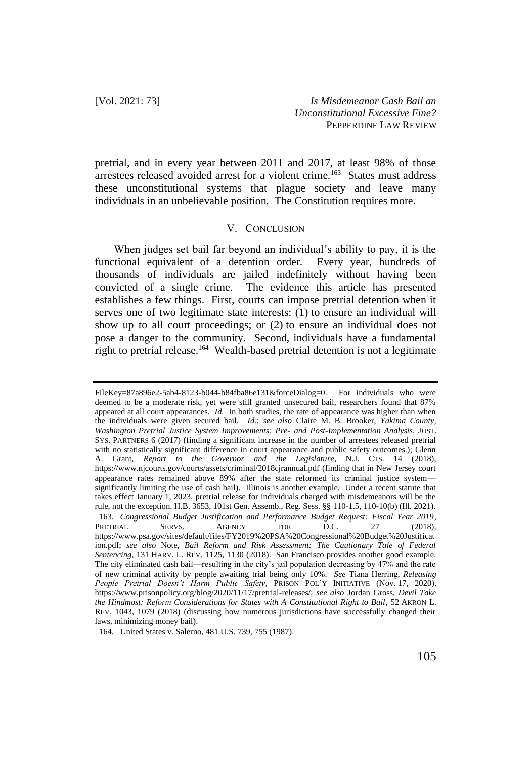pretrial, and in every year between 2011 and 2017, at least 98% of those arrestees released avoided arrest for a violent crime.[163] States must address these unconstitutional systems that plague society and leave many individuals in an unbelievable position. The Constitution requires more.

## V. CONCLUSION

When judges set bail far beyond an individual's ability to pay, it is the functional equivalent of a detention order. Every year, hundreds of thousands of individuals are jailed indefinitely without having been convicted of a single crime. The evidence this article has presented establishes a few things. First, courts can impose pretrial detention when it serves one of two legitimate state interests: (1) to ensure an individual will show up to all court proceedings; or (2) to ensure an individual does not pose a danger to the community. Second, individuals have a fundamental right to pretrial release.[164] Wealth-based pretrial detention is not a legitimate

---

FileKey=87a896e2-5ab4-8123-b044-b84fba86e131&forceDialog=0. For individuals who were deemed to be a moderate risk, yet were still granted unsecured bail, researchers found that 87% appeared at all court appearances. *Id.* In both studies, the rate of appearance was higher than when the individuals were given secured bail. *Id.*; *see also* Claire M. B. Brooker, *Yakima County, Washington Pretrial Justice System Improvements: Pre- and Post-Implementation Analysis*, JUST. SYS. PARTNERS 6 (2017) (finding a significant increase in the number of arrestees released pretrial with no statistically significant difference in court appearance and public safety outcomes.); Glenn A. Grant, *Report to the Governor and the Legislature*, N.J. CTS. 14 (2018), https://www.njcourts.gov/courts/assets/criminal/2018cjrannual.pdf (finding that in New Jersey court appearance rates remained above 89% after the state reformed its criminal justice system—significantly limiting the use of cash bail). Illinois is another example. Under a recent statute that takes effect January 1, 2023, pretrial release for individuals charged with misdemeanors will be the rule, not the exception. H.B. 3653, 101st Gen. Assemb., Reg. Sess. §§ 110-1.5, 110-10(b) (Ill. 2021).

163. *Congressional Budget Justification and Performance Budget Request: Fiscal Year 2019*, PRETRIAL SERVS. AGENCY FOR D.C. 27 (2018), https://www.psa.gov/sites/default/files/FY2019%20PSA%20Congressional%20Budget%20Justification.pdf; *see also* Note, *Bail Reform and Risk Assessment: The Cautionary Tale of Federal Sentencing*, 131 HARV. L. REV. 1125, 1130 (2018). San Francisco provides another good example. The city eliminated cash bail—resulting in the city's jail population decreasing by 47% and the rate of new criminal activity by people awaiting trial being only 10%. *See* Tiana Herring, *Releasing People Pretrial Doesn't Harm Public Safety*, PRISON POL'Y INITIATIVE (Nov. 17, 2020), https://www.prisonpolicy.org/blog/2020/11/17/pretrial-releases/; *see also* Jordan Gross, *Devil Take the Hindmost: Reform Considerations for States with A Constitutional Right to Bail*, 52 AKRON L. REV. 1043, 1079 (2018) (discussing how numerous jurisdictions have successfully changed their laws, minimizing money bail).

164. United States v. Salerno, 481 U.S. 739, 755 (1987).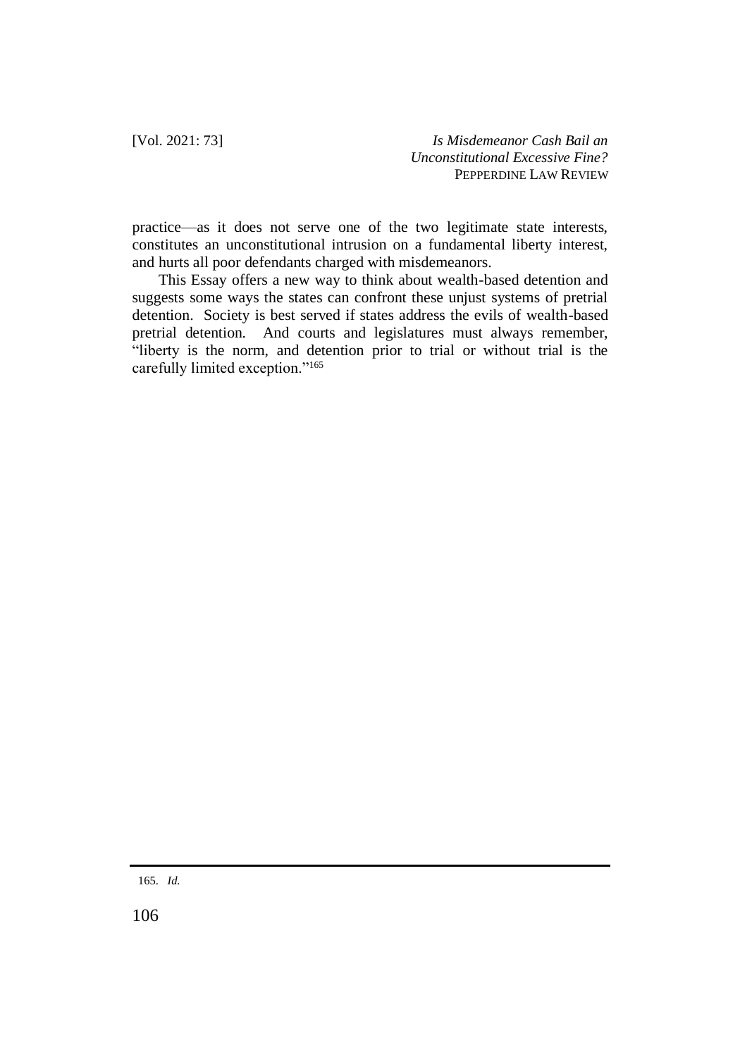practice—as it does not serve one of the two legitimate state interests, constitutes an unconstitutional intrusion on a fundamental liberty interest, and hurts all poor defendants charged with misdemeanors.

This Essay offers a new way to think about wealth-based detention and suggests some ways the states can confront these unjust systems of pretrial detention. Society is best served if states address the evils of wealth-based pretrial detention. And courts and legislatures must always remember, "liberty is the norm, and detention prior to trial or without trial is the carefully limited exception."[165]

---

165. *Id.*